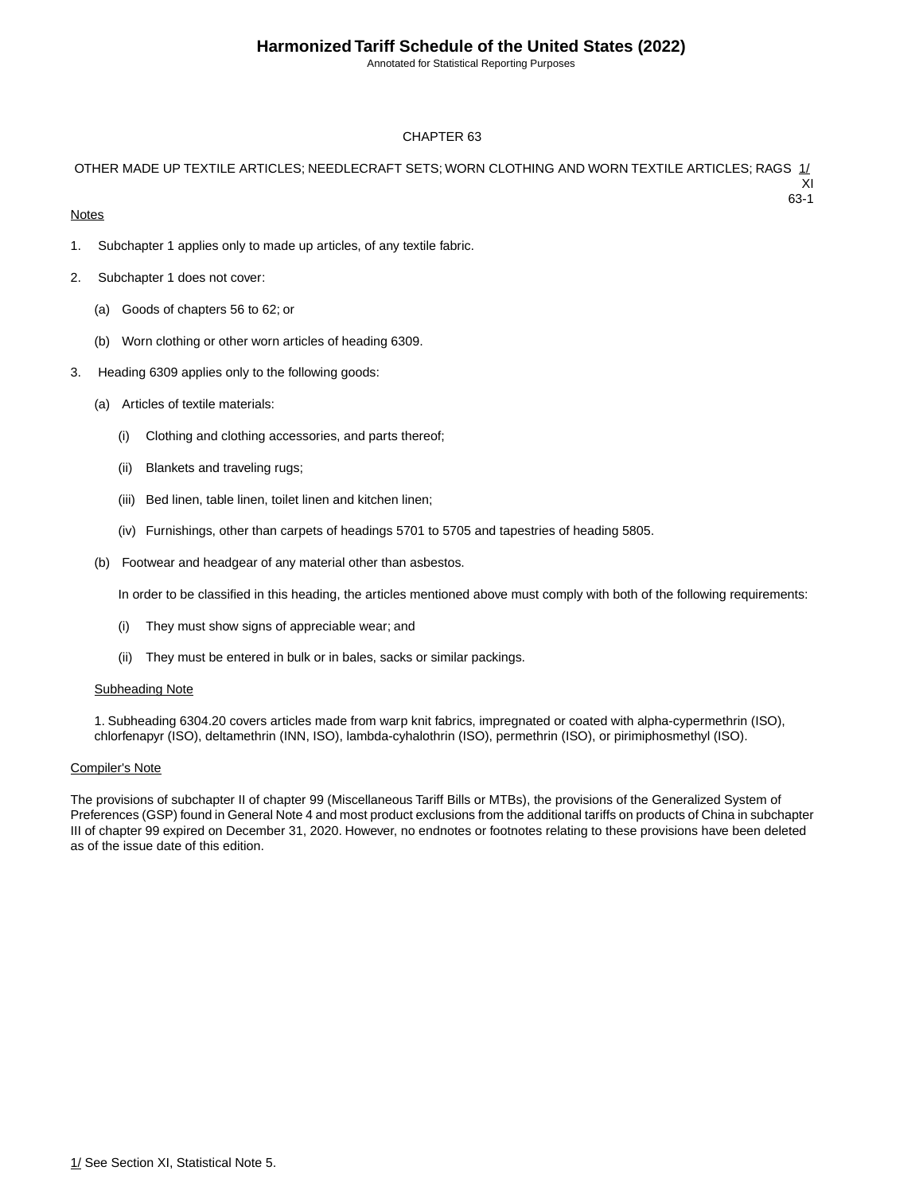## CHAPTER 63

### OTHER MADE UP TEXTILE ARTICLES; NEEDLECRAFT SETS; WORN CLOTHING AND WORN TEXTILE ARTICLES; RAGS 1/

XI
63-1

Notes

1. Subchapter 1 applies only to made up articles, of any textile fabric.

2. Subchapter 1 does not cover:

   (a) Goods of chapters 56 to 62; or

   (b) Worn clothing or other worn articles of heading 6309.

3. Heading 6309 applies only to the following goods:

   (a) Articles of textile materials:

      (i) Clothing and clothing accessories, and parts thereof;

      (ii) Blankets and traveling rugs;

      (iii) Bed linen, table linen, toilet linen and kitchen linen;

      (iv) Furnishings, other than carpets of headings 5701 to 5705 and tapestries of heading 5805.

   (b) Footwear and headgear of any material other than asbestos.

   In order to be classified in this heading, the articles mentioned above must comply with both of the following requirements:

      (i) They must show signs of appreciable wear; and

      (ii) They must be entered in bulk or in bales, sacks or similar packings.

   Subheading Note

   1. Subheading 6304.20 covers articles made from warp knit fabrics, impregnated or coated with alpha-cypermethrin (ISO), chlorfenapyr (ISO), deltamethrin (INN, ISO), lambda-cyhalothrin (ISO), permethrin (ISO), or pirimiphosmethyl (ISO).

Compiler's Note

The provisions of subchapter II of chapter 99 (Miscellaneous Tariff Bills or MTBs), the provisions of the Generalized System of Preferences (GSP) found in General Note 4 and most product exclusions from the additional tariffs on products of China in subchapter III of chapter 99 expired on December 31, 2020. However, no endnotes or footnotes relating to these provisions have been deleted as of the issue date of this edition.

1/ See Section XI, Statistical Note 5.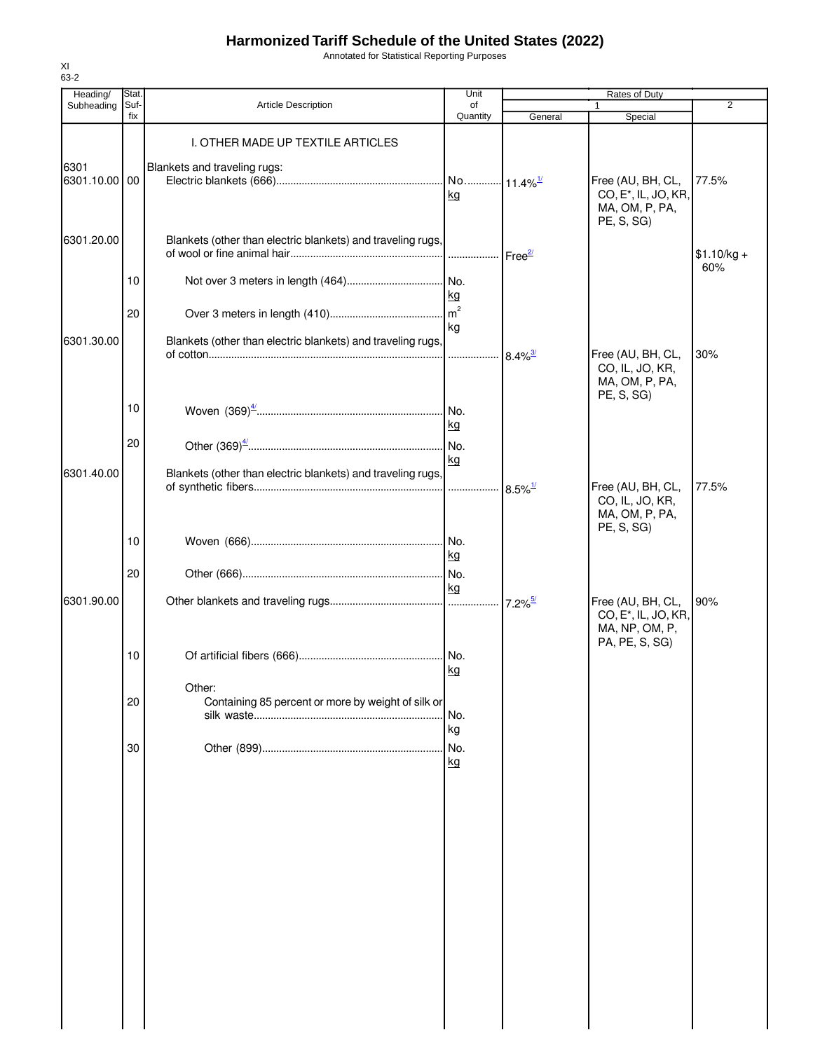# Harmonized Tariff Schedule of the United States (2022)

Annotated for Statistical Reporting Purposes

XI
63-2

| Heading/ Subheading | Stat. Suf- fix | Article Description | Unit of Quantity | Rates of Duty 1 General | Special | 2 |
|---|---|---|---|---|---|---|
| | | I. OTHER MADE UP TEXTILE ARTICLES | | | | |
| 6301 | | Blankets and traveling rugs: | | | | |
| 6301.10.00 | 00 | Electric blankets (666) | No. kg | 11.4%[1/] | Free (AU, BH, CL, CO, E*, IL, JO, KR, MA, OM, P, PA, PE, S, SG) | 77.5% |
| 6301.20.00 | | Blankets (other than electric blankets) and traveling rugs, of wool or fine animal hair | | Free[2/] | | $1.10/kg + 60% |
| | 10 | Not over 3 meters in length (464) | No. kg | | | |
| | 20 | Over 3 meters in length (410) | $m^2$ kg | | | |
| 6301.30.00 | | Blankets (other than electric blankets) and traveling rugs, of cotton | | 8.4%[3/] | Free (AU, BH, CL, CO, IL, JO, KR, MA, OM, P, PA, PE, S, SG) | 30% |
| | 10 | Woven (369)[4/] | No. kg | | | |
| | 20 | Other (369)[4/] | No. kg | | | |
| 6301.40.00 | | Blankets (other than electric blankets) and traveling rugs, of synthetic fibers | | 8.5%[1/] | Free (AU, BH, CL, CO, IL, JO, KR, MA, OM, P, PA, PE, S, SG) | 77.5% |
| | 10 | Woven (666) | No. kg | | | |
| | 20 | Other (666) | No. kg | | | |
| 6301.90.00 | | Other blankets and traveling rugs | | 7.2%[5/] | Free (AU, BH, CL, CO, E*, IL, JO, KR, MA, NP, OM, P, PA, PE, S, SG) | 90% |
| | 10 | Of artificial fibers (666) | No. kg | | | |
| | | Other: | | | | |
| | 20 | Containing 85 percent or more by weight of silk or silk waste | No. kg | | | |
| | 30 | Other (899) | No. kg | | | |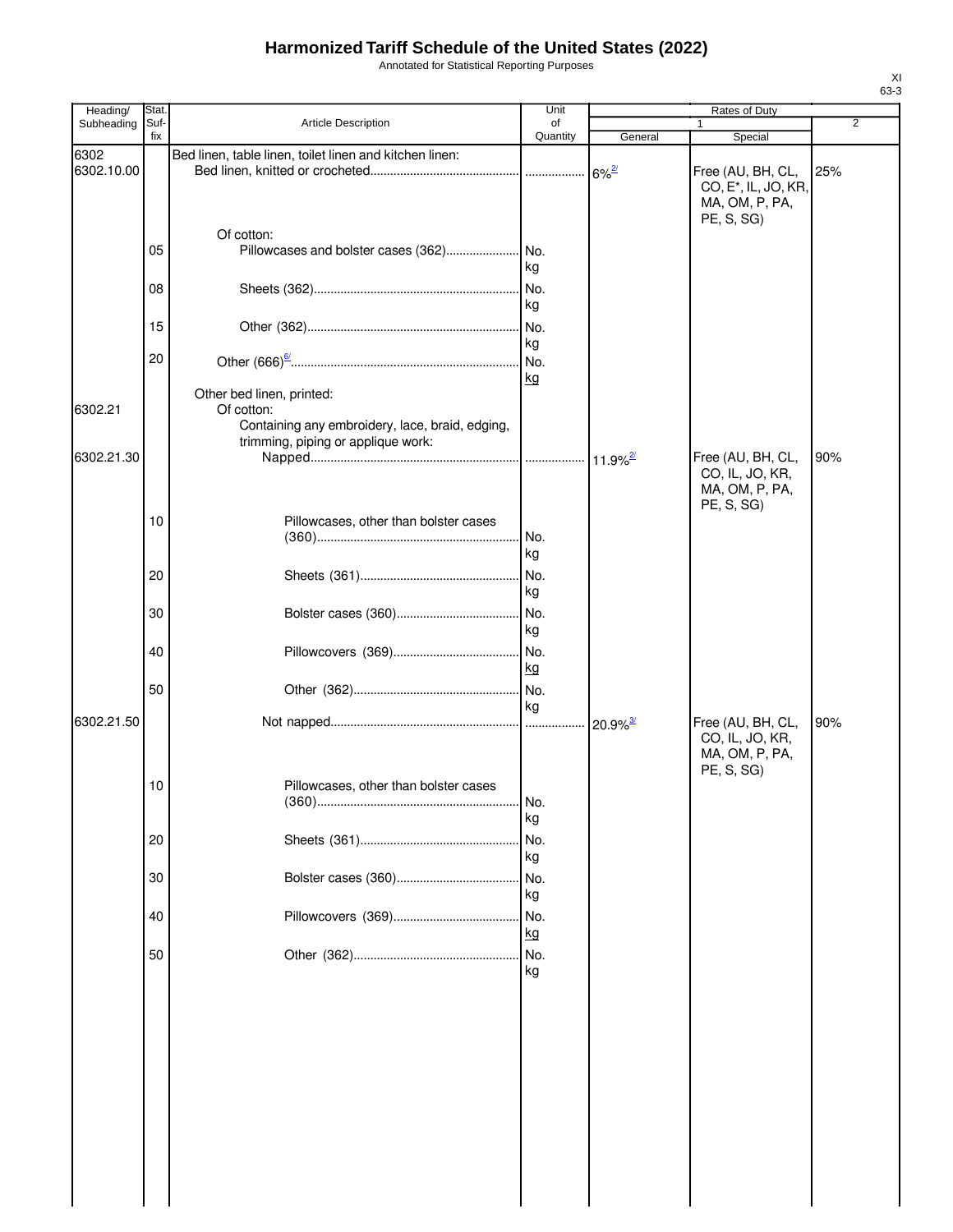# Harmonized Tariff Schedule of the United States (2022)

Annotated for Statistical Reporting Purposes

XI
63-3

| Heading/ Subheading | Stat. Suf-fix | Article Description | Unit of Quantity | Rates of Duty 1 General | Rates of Duty 1 Special | Rates of Duty 2 |
|---|---|---|---|---|---|---|
| 6302 | | Bed linen, table linen, toilet linen and kitchen linen: | | | | |
| 6302.10.00 | | Bed linen, knitted or crocheted | | 6%[2/] | Free (AU, BH, CL, CO, E*, IL, JO, KR, MA, OM, P, PA, PE, S, SG) | 25% |
| | | Of cotton: | | | | |
| | 05 | Pillowcases and bolster cases (362) | No. kg | | | |
| | 08 | Sheets (362) | No. kg | | | |
| | 15 | Other (362) | No. kg | | | |
| | 20 | Other (666)[6/] | No. kg | | | |
| | | Other bed linen, printed: | | | | |
| 6302.21 | | Of cotton: | | | | |
| | | Containing any embroidery, lace, braid, edging, trimming, piping or applique work: | | | | |
| 6302.21.30 | | Napped | | 11.9%[2/] | Free (AU, BH, CL, CO, IL, JO, KR, MA, OM, P, PA, PE, S, SG) | 90% |
| | 10 | Pillowcases, other than bolster cases (360) | No. kg | | | |
| | 20 | Sheets (361) | No. kg | | | |
| | 30 | Bolster cases (360) | No. kg | | | |
| | 40 | Pillowcovers (369) | No. kg | | | |
| | 50 | Other (362) | No. kg | | | |
| 6302.21.50 | | Not napped | | 20.9%[3/] | Free (AU, BH, CL, CO, IL, JO, KR, MA, OM, P, PA, PE, S, SG) | 90% |
| | 10 | Pillowcases, other than bolster cases (360) | No. kg | | | |
| | 20 | Sheets (361) | No. kg | | | |
| | 30 | Bolster cases (360) | No. kg | | | |
| | 40 | Pillowcovers (369) | No. kg | | | |
| | 50 | Other (362) | No. kg | | | |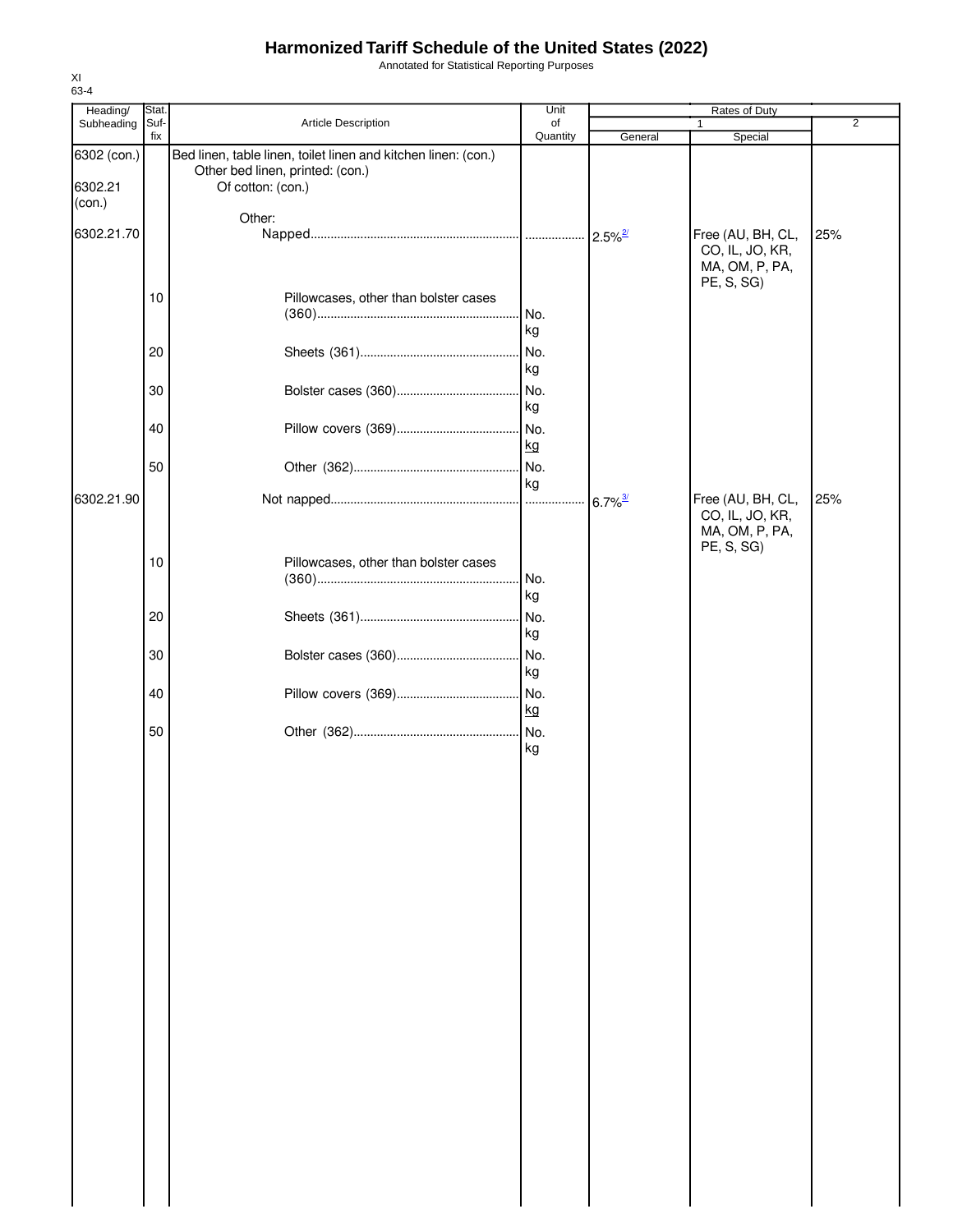# Harmonized Tariff Schedule of the United States (2022)

Annotated for Statistical Reporting Purposes

XI
63-4

| Heading/ Subheading | Stat. Suf- fix | Article Description | Unit of Quantity | Rates of Duty 1 General | Special | 2 |
|---|---|---|---|---|---|---|
| 6302 (con.) | | Bed linen, table linen, toilet linen and kitchen linen: (con.) | | | | |
| | | Other bed linen, printed: (con.) | | | | |
| 6302.21 (con.) | | Of cotton: (con.) | | | | |
| | | Other: | | | | |
| 6302.21.70 | | Napped | | 2.5%[2/] | Free (AU, BH, CL, CO, IL, JO, KR, MA, OM, P, PA, PE, S, SG) | 25% |
| | 10 | Pillowcases, other than bolster cases (360) | No. kg | | | |
| | 20 | Sheets (361) | No. kg | | | |
| | 30 | Bolster cases (360) | No. kg | | | |
| | 40 | Pillow covers (369) | No. kg | | | |
| | 50 | Other (362) | No. kg | | | |
| 6302.21.90 | | Not napped | | 6.7%[3/] | Free (AU, BH, CL, CO, IL, JO, KR, MA, OM, P, PA, PE, S, SG) | 25% |
| | 10 | Pillowcases, other than bolster cases (360) | No. kg | | | |
| | 20 | Sheets (361) | No. kg | | | |
| | 30 | Bolster cases (360) | No. kg | | | |
| | 40 | Pillow covers (369) | No. kg | | | |
| | 50 | Other (362) | No. kg | | | |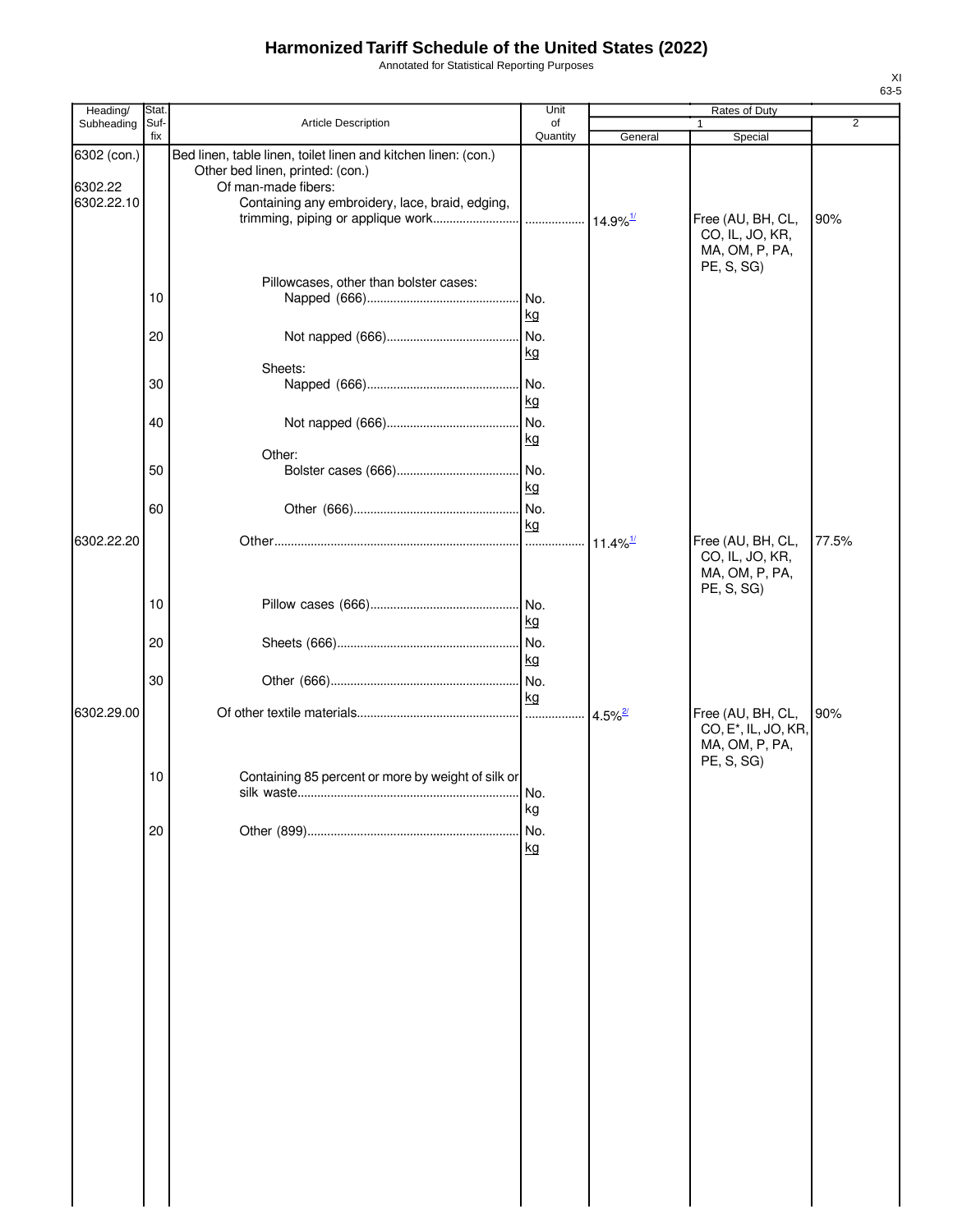# Harmonized Tariff Schedule of the United States (2022)

Annotated for Statistical Reporting Purposes

XI
63-5

| Heading/ Subheading | Stat. Suf-fix | Article Description | Unit of Quantity | Rates of Duty 1 General | Special | 2 |
|---|---|---|---|---|---|---|
| 6302 (con.) | | Bed linen, table linen, toilet linen and kitchen linen: (con.) | | | | |
| | | Other bed linen, printed: (con.) | | | | |
| 6302.22 | | Of man-made fibers: | | | | |
| 6302.22.10 | | Containing any embroidery, lace, braid, edging, trimming, piping or applique work | | 14.9%[1/] | Free (AU, BH, CL, CO, IL, JO, KR, MA, OM, P, PA, PE, S, SG) | 90% |
| | | Pillowcases, other than bolster cases: | | | | |
| | 10 | Napped (666) | No. kg | | | |
| | 20 | Not napped (666) | No. kg | | | |
| | | Sheets: | | | | |
| | 30 | Napped (666) | No. kg | | | |
| | 40 | Not napped (666) | No. kg | | | |
| | | Other: | | | | |
| | 50 | Bolster cases (666) | No. kg | | | |
| | 60 | Other (666) | No. kg | | | |
| 6302.22.20 | | Other | | 11.4%[1/] | Free (AU, BH, CL, CO, IL, JO, KR, MA, OM, P, PA, PE, S, SG) | 77.5% |
| | 10 | Pillow cases (666) | No. kg | | | |
| | 20 | Sheets (666) | No. kg | | | |
| | 30 | Other (666) | No. kg | | | |
| 6302.29.00 | | Of other textile materials | | 4.5%[2/] | Free (AU, BH, CL, CO, E*, IL, JO, KR, MA, OM, P, PA, PE, S, SG) | 90% |
| | 10 | Containing 85 percent or more by weight of silk or silk waste | No. kg | | | |
| | 20 | Other (899) | No. kg | | | |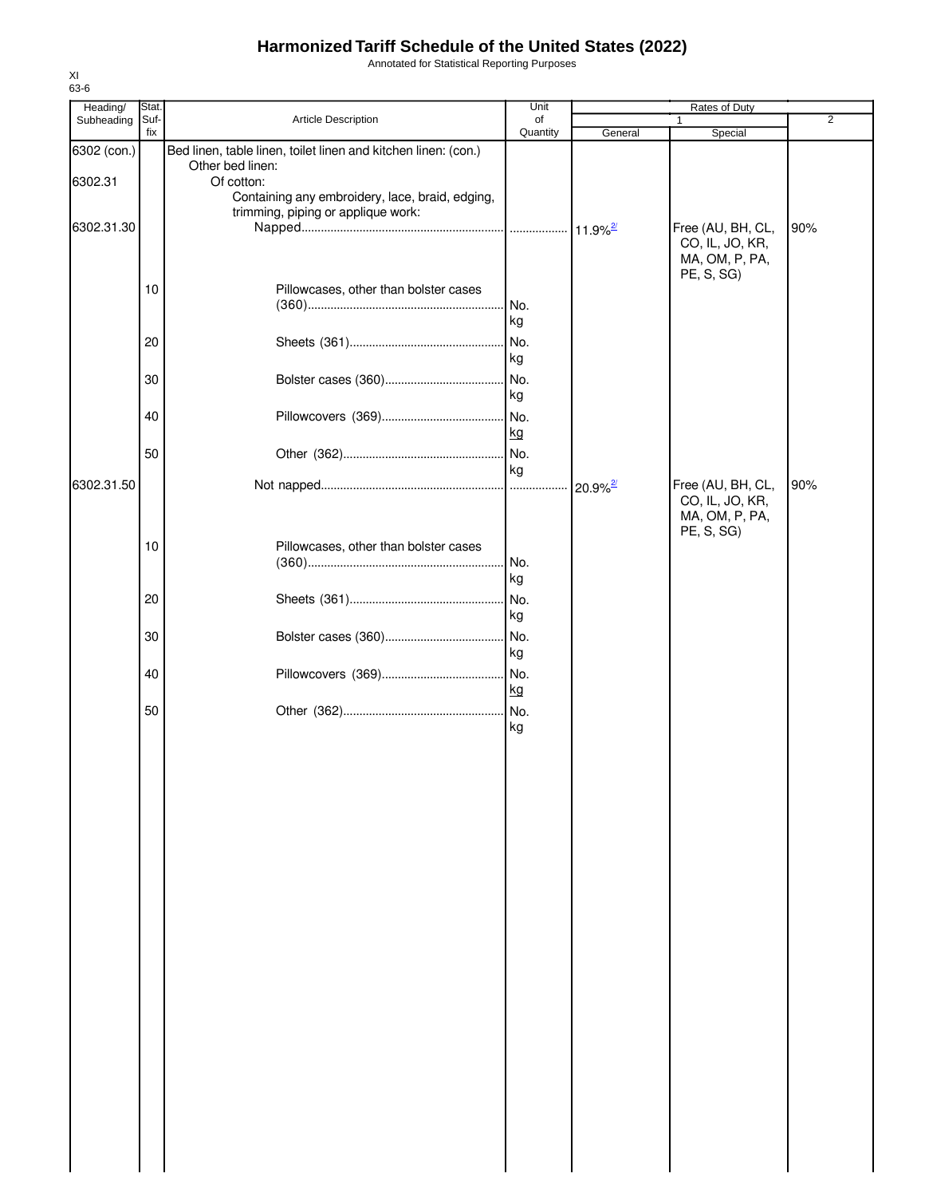# Harmonized Tariff Schedule of the United States (2022)

Annotated for Statistical Reporting Purposes

XI
63-6

| Heading/ Subheading | Stat. Suf- fix | Article Description | Unit of Quantity | Rates of Duty 1 General | Special | 2 |
|---|---|---|---|---|---|---|
| 6302 (con.) | | Bed linen, table linen, toilet linen and kitchen linen: (con.) | | | | |
| | | Other bed linen: | | | | |
| 6302.31 | | Of cotton: | | | | |
| | | Containing any embroidery, lace, braid, edging, trimming, piping or applique work: | | | | |
| 6302.31.30 | | Napped | | 11.9%[2/] | Free (AU, BH, CL, CO, IL, JO, KR, MA, OM, P, PA, PE, S, SG) | 90% |
| | 10 | Pillowcases, other than bolster cases (360) | No. kg | | | |
| | 20 | Sheets (361) | No. kg | | | |
| | 30 | Bolster cases (360) | No. kg | | | |
| | 40 | Pillowcovers (369) | No. kg | | | |
| | 50 | Other (362) | No. kg | | | |
| 6302.31.50 | | Not napped | | 20.9%[2/] | Free (AU, BH, CL, CO, IL, JO, KR, MA, OM, P, PA, PE, S, SG) | 90% |
| | 10 | Pillowcases, other than bolster cases (360) | No. kg | | | |
| | 20 | Sheets (361) | No. kg | | | |
| | 30 | Bolster cases (360) | No. kg | | | |
| | 40 | Pillowcovers (369) | No. kg | | | |
| | 50 | Other (362) | No. kg | | | |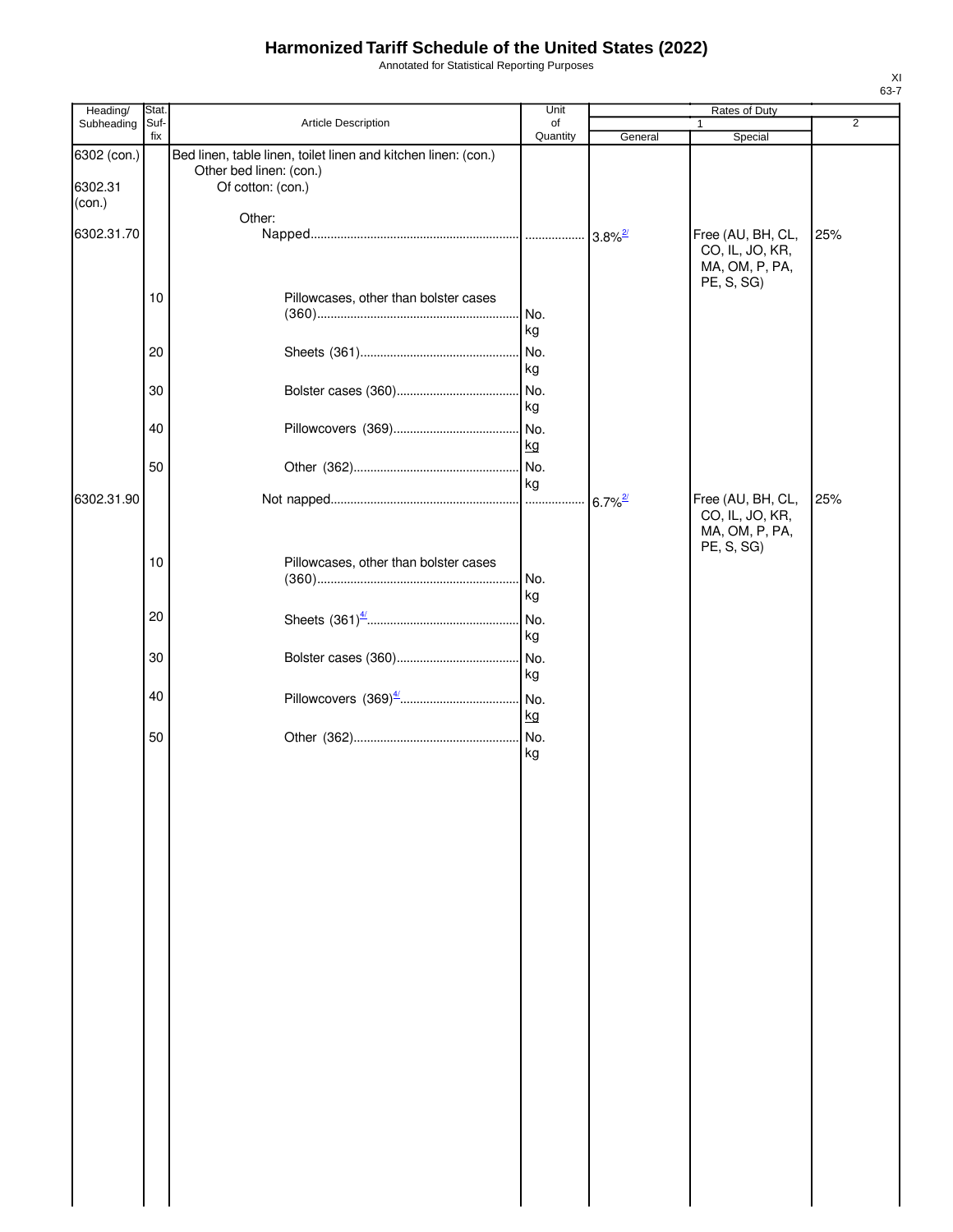# Harmonized Tariff Schedule of the United States (2022)

Annotated for Statistical Reporting Purposes

XI
63-7

| Heading/ Subheading | Stat. Suf- fix | Article Description | Unit of Quantity | Rates of Duty 1 General | Special | 2 |
|---|---|---|---|---|---|---|
| 6302 (con.) | | Bed linen, table linen, toilet linen and kitchen linen: (con.) | | | | |
| | | Other bed linen: (con.) | | | | |
| 6302.31 (con.) | | Of cotton: (con.) | | | | |
| | | Other: | | | | |
| 6302.31.70 | | Napped | | 3.8%[2/] | Free (AU, BH, CL, CO, IL, JO, KR, MA, OM, P, PA, PE, S, SG) | 25% |
| | 10 | Pillowcases, other than bolster cases (360) | No. kg | | | |
| | 20 | Sheets (361) | No. kg | | | |
| | 30 | Bolster cases (360) | No. kg | | | |
| | 40 | Pillowcovers (369) | No. kg | | | |
| | 50 | Other (362) | No. kg | | | |
| 6302.31.90 | | Not napped | | 6.7%[2/] | Free (AU, BH, CL, CO, IL, JO, KR, MA, OM, P, PA, PE, S, SG) | 25% |
| | 10 | Pillowcases, other than bolster cases (360) | No. kg | | | |
| | 20 | Sheets (361)[4/] | No. kg | | | |
| | 30 | Bolster cases (360) | No. kg | | | |
| | 40 | Pillowcovers (369)[4/] | No. kg | | | |
| | 50 | Other (362) | No. kg | | | |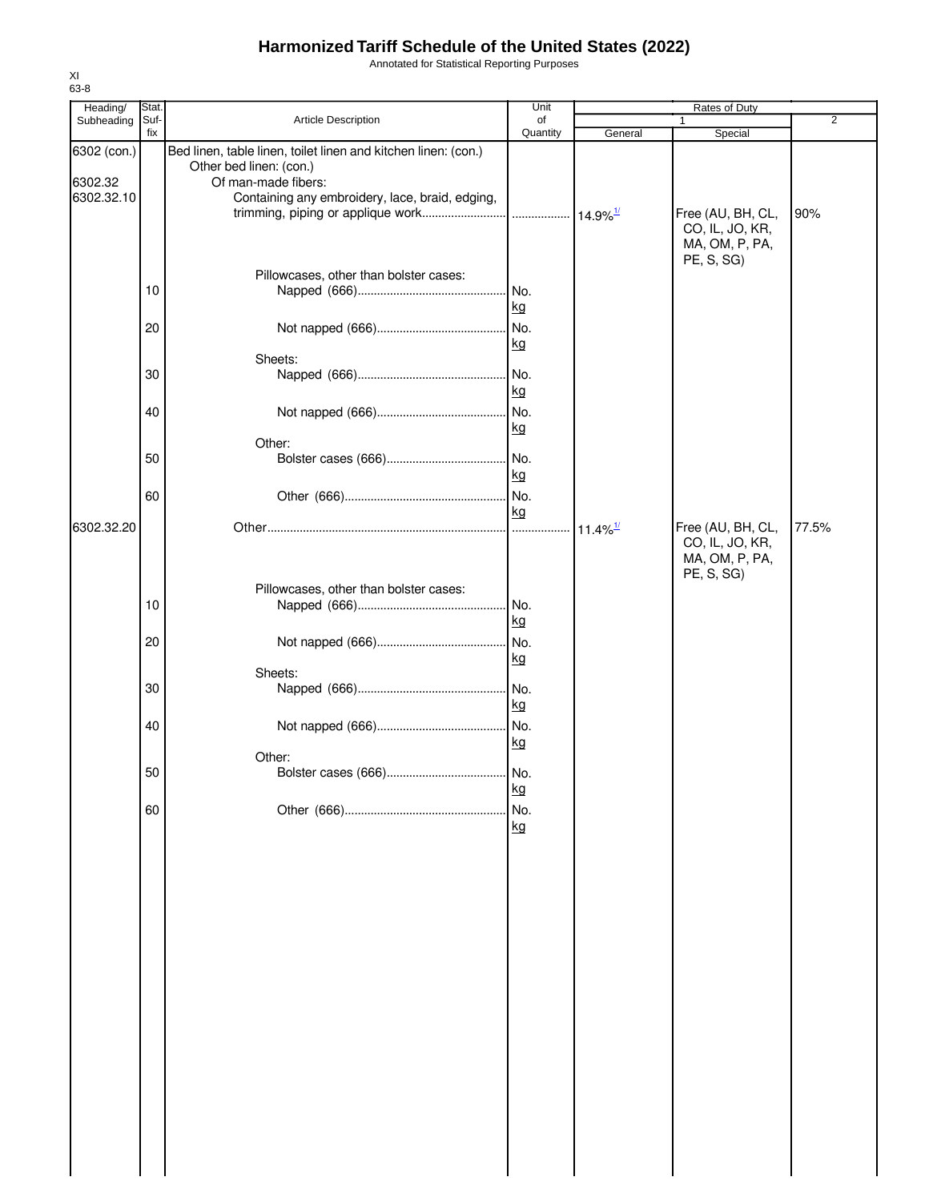# Harmonized Tariff Schedule of the United States (2022)

Annotated for Statistical Reporting Purposes

XI
63-8

| Heading/ Subheading | Stat. Suf- fix | Article Description | Unit of Quantity | Rates of Duty 1 General | Special | 2 |
|---|---|---|---|---|---|---|
| 6302 (con.) | | Bed linen, table linen, toilet linen and kitchen linen: (con.) | | | | |
| | | Other bed linen: (con.) | | | | |
| 6302.32 | | Of man-made fibers: | | | | |
| 6302.32.10 | | Containing any embroidery, lace, braid, edging, trimming, piping or applique work | | 14.9% [1/] | Free (AU, BH, CL, CO, IL, JO, KR, MA, OM, P, PA, PE, S, SG) | 90% |
| | | Pillowcases, other than bolster cases: | | | | |
| | 10 | Napped (666) | No. kg | | | |
| | 20 | Not napped (666) | No. kg | | | |
| | | Sheets: | | | | |
| | 30 | Napped (666) | No. kg | | | |
| | 40 | Not napped (666) | No. kg | | | |
| | | Other: | | | | |
| | 50 | Bolster cases (666) | No. kg | | | |
| | 60 | Other (666) | No. kg | | | |
| 6302.32.20 | | Other | | 11.4% [1/] | Free (AU, BH, CL, CO, IL, JO, KR, MA, OM, P, PA, PE, S, SG) | 77.5% |
| | | Pillowcases, other than bolster cases: | | | | |
| | 10 | Napped (666) | No. kg | | | |
| | 20 | Not napped (666) | No. kg | | | |
| | | Sheets: | | | | |
| | 30 | Napped (666) | No. kg | | | |
| | 40 | Not napped (666) | No. kg | | | |
| | | Other: | | | | |
| | 50 | Bolster cases (666) | No. kg | | | |
| | 60 | Other (666) | No. kg | | | |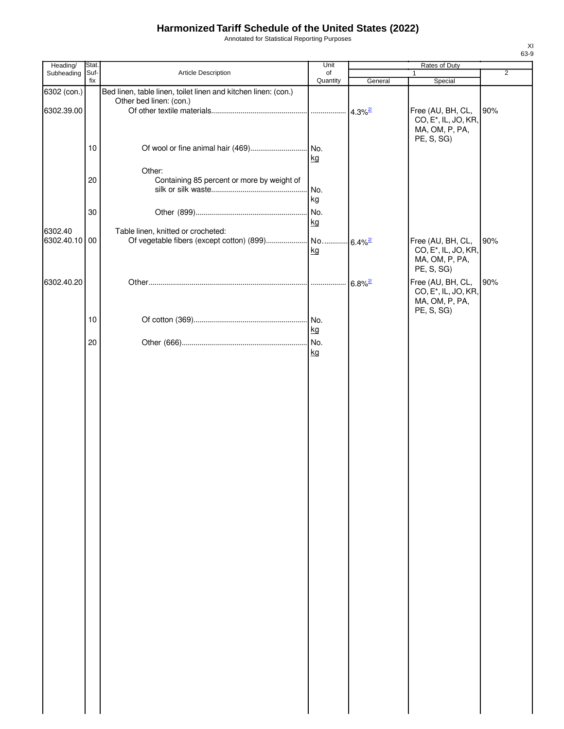# Harmonized Tariff Schedule of the United States (2022)

Annotated for Statistical Reporting Purposes

XI
63-9

| Heading/ Subheading | Stat. Suf- fix | Article Description | Unit of Quantity | Rates of Duty 1 General | Special | 2 |
|---|---|---|---|---|---|---|
| 6302 (con.) | | Bed linen, table linen, toilet linen and kitchen linen: (con.) | | | | |
| | | Other bed linen: (con.) | | | | |
| 6302.39.00 | | Of other textile materials | | 4.3%[2/] | Free (AU, BH, CL, CO, E*, IL, JO, KR, MA, OM, P, PA, PE, S, SG) | 90% |
| | 10 | Of wool or fine animal hair (469) | No. kg | | | |
| | | Other: | | | | |
| | 20 | Containing 85 percent or more by weight of silk or silk waste | No. kg | | | |
| | 30 | Other (899) | No. kg | | | |
| 6302.40 | | Table linen, knitted or crocheted: | | | | |
| 6302.40.10 | 00 | Of vegetable fibers (except cotton) (899) | No. kg | 6.4%[2/] | Free (AU, BH, CL, CO, E*, IL, JO, KR, MA, OM, P, PA, PE, S, SG) | 90% |
| 6302.40.20 | | Other | | 6.8%[2/] | Free (AU, BH, CL, CO, E*, IL, JO, KR, MA, OM, P, PA, PE, S, SG) | 90% |
| | 10 | Of cotton (369) | No. kg | | | |
| | 20 | Other (666) | No. kg | | | |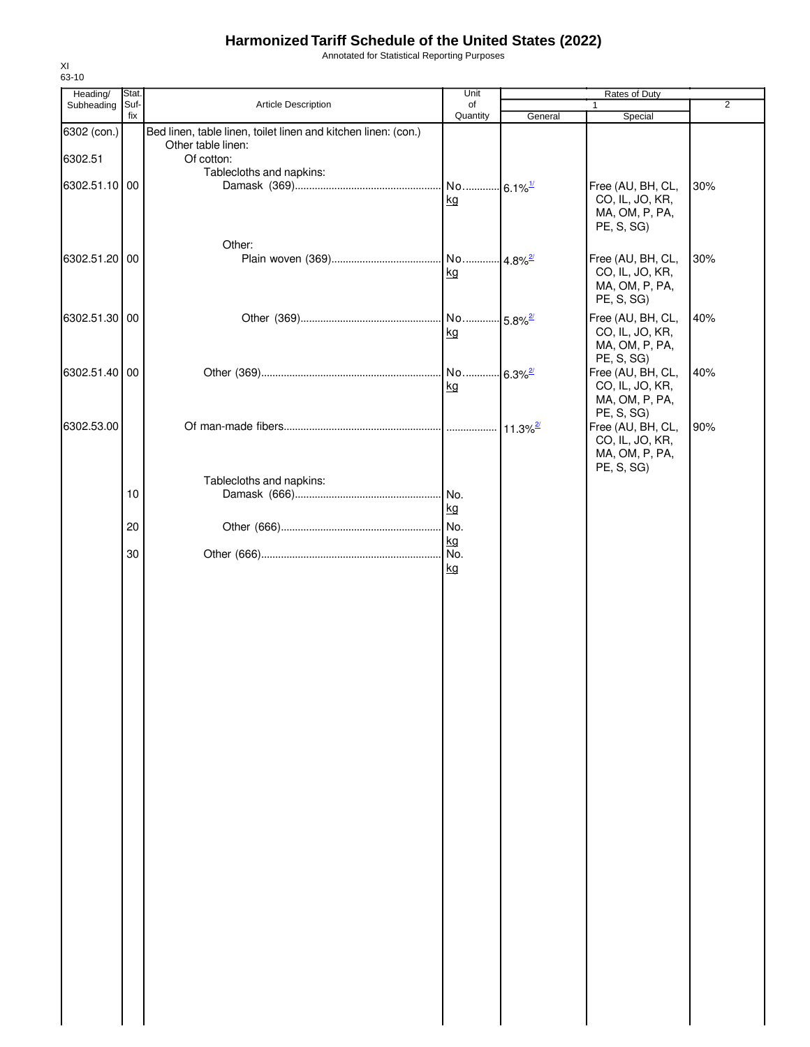# Harmonized Tariff Schedule of the United States (2022)

Annotated for Statistical Reporting Purposes

XI
63-10

| Heading/ Subheading | Stat. Suf- fix | Article Description | Unit of Quantity | Rates of Duty 1 General | Special | 2 |
|---|---|---|---|---|---|---|
| 6302 (con.) | | Bed linen, table linen, toilet linen and kitchen linen: (con.) | | | | |
| | | Other table linen: | | | | |
| 6302.51 | | Of cotton: | | | | |
| | | Tablecloths and napkins: | | | | |
| 6302.51.10 | 00 | Damask (369) | No. kg | 6.1% [1/] | Free (AU, BH, CL, CO, IL, JO, KR, MA, OM, P, PA, PE, S, SG) | 30% |
| | | Other: | | | | |
| 6302.51.20 | 00 | Plain woven (369) | No. kg | 4.8% [2/] | Free (AU, BH, CL, CO, IL, JO, KR, MA, OM, P, PA, PE, S, SG) | 30% |
| 6302.51.30 | 00 | Other (369) | No. kg | 5.8% [2/] | Free (AU, BH, CL, CO, IL, JO, KR, MA, OM, P, PA, PE, S, SG) | 40% |
| 6302.51.40 | 00 | Other (369) | No. kg | 6.3% [2/] | Free (AU, BH, CL, CO, IL, JO, KR, MA, OM, P, PA, PE, S, SG) | 40% |
| 6302.53.00 | | Of man-made fibers | | 11.3% [2/] | Free (AU, BH, CL, CO, IL, JO, KR, MA, OM, P, PA, PE, S, SG) | 90% |
| | | Tablecloths and napkins: | | | | |
| | 10 | Damask (666) | No. kg | | | |
| | 20 | Other (666) | No. kg | | | |
| | 30 | Other (666) | No. kg | | | |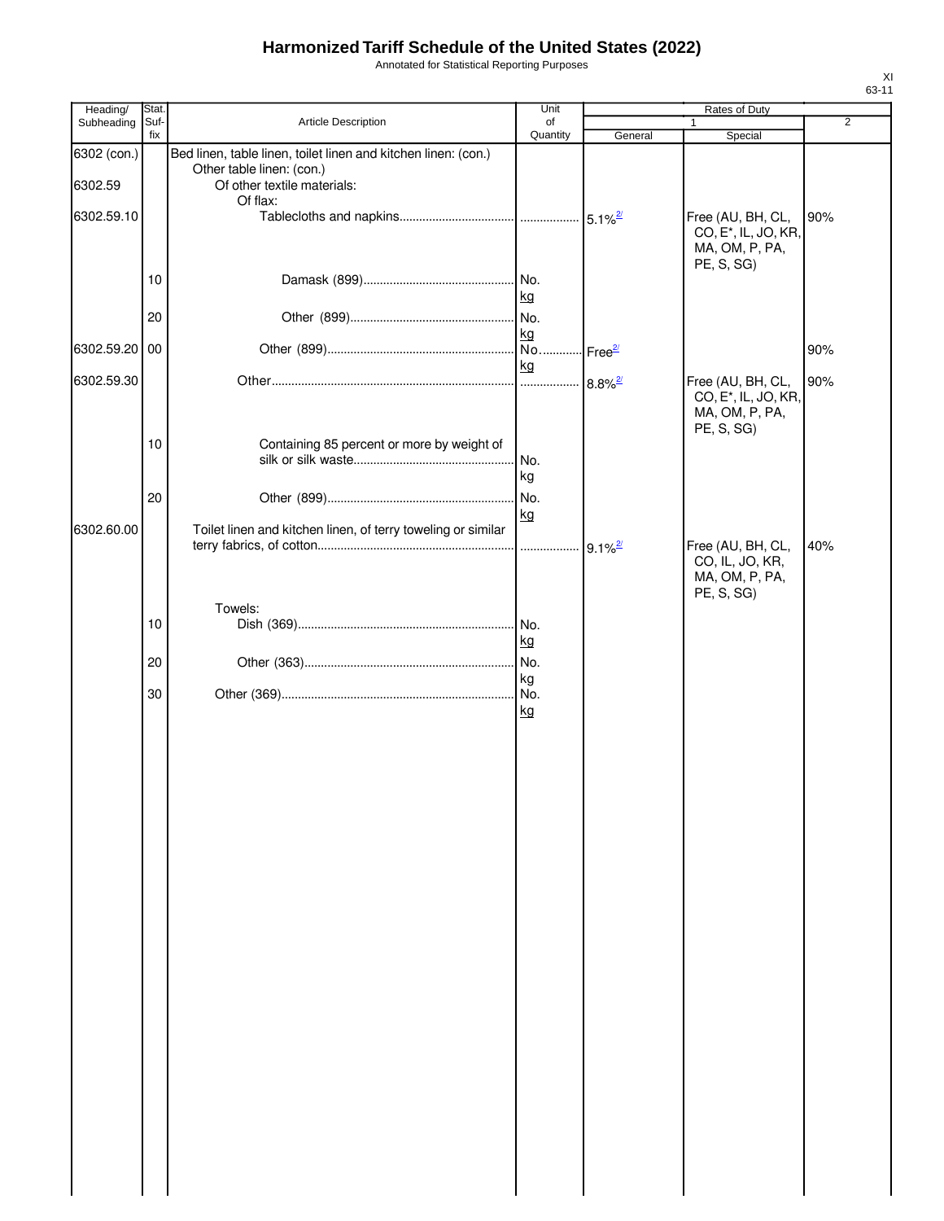# Harmonized Tariff Schedule of the United States (2022)

Annotated for Statistical Reporting Purposes

XI
63-11

| Heading/ Subheading | Stat. Suf- fix | Article Description | Unit of Quantity | Rates of Duty 1 General | Rates of Duty 1 Special | Rates of Duty 2 |
|---|---|---|---|---|---|---|
| 6302 (con.) | | Bed linen, table linen, toilet linen and kitchen linen: (con.) | | | | |
| | | Other table linen: (con.) | | | | |
| 6302.59 | | Of other textile materials: | | | | |
| | | Of flax: | | | | |
| 6302.59.10 | | Tablecloths and napkins | | 5.1%[2/] | Free (AU, BH, CL, CO, E*, IL, JO, KR, MA, OM, P, PA, PE, S, SG) | 90% |
| | 10 | Damask (899) | No. kg | | | |
| | 20 | Other (899) | No. kg | | | |
| 6302.59.20 | 00 | Other (899) | No. kg | Free[2/] | | 90% |
| 6302.59.30 | | Other | | 8.8%[2/] | Free (AU, BH, CL, CO, E*, IL, JO, KR, MA, OM, P, PA, PE, S, SG) | 90% |
| | 10 | Containing 85 percent or more by weight of silk or silk waste | No. kg | | | |
| | 20 | Other (899) | No. kg | | | |
| 6302.60.00 | | Toilet linen and kitchen linen, of terry toweling or similar terry fabrics, of cotton | | 9.1%[2/] | Free (AU, BH, CL, CO, IL, JO, KR, MA, OM, P, PA, PE, S, SG) | 40% |
| | | Towels: | | | | |
| | 10 | Dish (369) | No. kg | | | |
| | 20 | Other (363) | No. kg | | | |
| | 30 | Other (369) | No. kg | | | |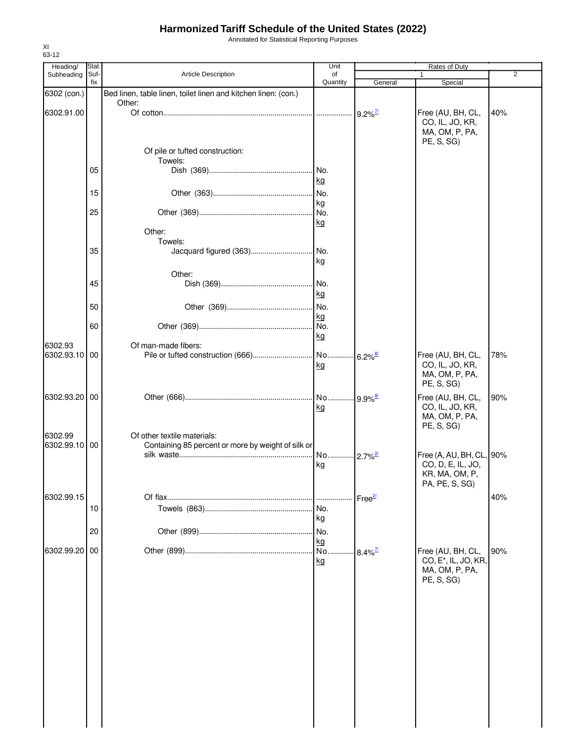# Harmonized Tariff Schedule of the United States (2022)

Annotated for Statistical Reporting Purposes

XI
63-12

| Heading/ Subheading | Stat. Suf- fix | Article Description | Unit of Quantity | Rates of Duty 1 General | 1 Special | 2 |
|---|---|---|---|---|---|---|
| 6302 (con.) | | Bed linen, table linen, toilet linen and kitchen linen: (con.) | | | | |
| | | Other: | | | | |
| 6302.91.00 | | Of cotton | | 9.2%[7/] | Free (AU, BH, CL, CO, IL, JO, KR, MA, OM, P, PA, PE, S, SG) | 40% |
| | | Of pile or tufted construction: | | | | |
| | | Towels: | | | | |
| | 05 | Dish (369) | No. kg | | | |
| | 15 | Other (363) | No. kg | | | |
| | 25 | Other (369) | No. kg | | | |
| | | Other: | | | | |
| | | Towels: | | | | |
| | 35 | Jacquard figured (363) | No. kg | | | |
| | | Other: | | | | |
| | 45 | Dish (369) | No. kg | | | |
| | 50 | Other (369) | No. kg | | | |
| | 60 | Other (369) | No. kg | | | |
| 6302.93 | | Of man-made fibers: | | | | |
| 6302.93.10 | 00 | Pile or tufted construction (666) | No. kg | 6.2%[8/] | Free (AU, BH, CL, CO, IL, JO, KR, MA, OM, P, PA, PE, S, SG) | 78% |
| 6302.93.20 | 00 | Other (666) | No. kg | 9.9%[8/] | Free (AU, BH, CL, CO, IL, JO, KR, MA, OM, P, PA, PE, S, SG) | 90% |
| 6302.99 | | Of other textile materials: | | | | |
| 6302.99.10 | 00 | Containing 85 percent or more by weight of silk or silk waste | No. kg | 2.7%[2/] | Free (A, AU, BH, CL, CO, D, E, IL, JO, KR, MA, OM, P, PA, PE, S, SG) | 90% |
| 6302.99.15 | | Of flax | | Free[2/] | | 40% |
| | 10 | Towels (863) | No. kg | | | |
| | 20 | Other (899) | No. kg | | | |
| 6302.99.20 | 00 | Other (899) | No. kg | 8.4%[7/] | Free (AU, BH, CL, CO, E*, IL, JO, KR, MA, OM, P, PA, PE, S, SG) | 90% |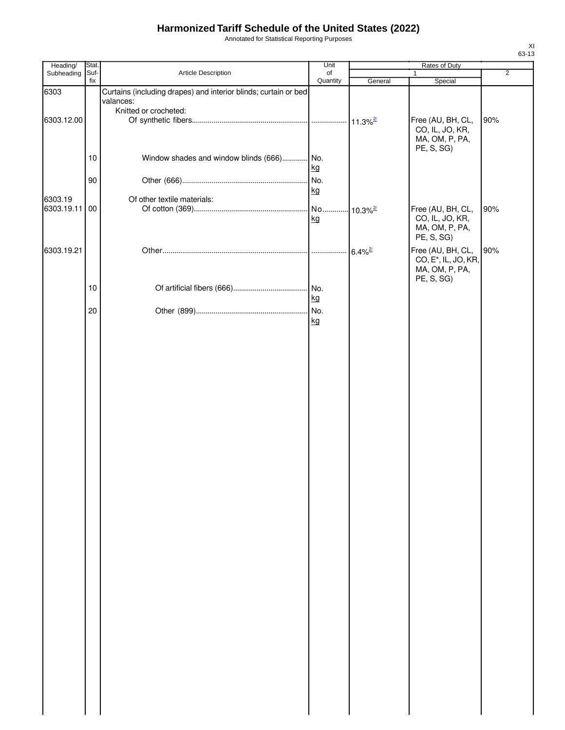# Harmonized Tariff Schedule of the United States (2022)

Annotated for Statistical Reporting Purposes

XI
63-13

| Heading/ Subheading | Stat. Suf- fix | Article Description | Unit of Quantity | Rates of Duty 1 General | Rates of Duty 1 Special | Rates of Duty 2 |
|---|---|---|---|---|---|---|
| 6303 | | Curtains (including drapes) and interior blinds; curtain or bed valances: | | | | |
| | | Knitted or crocheted: | | | | |
| 6303.12.00 | | Of synthetic fibers | | 11.3%[2/] | Free (AU, BH, CL, CO, IL, JO, KR, MA, OM, P, PA, PE, S, SG) | 90% |
| | 10 | Window shades and window blinds (666) | No. kg | | | |
| | 90 | Other (666) | No. kg | | | |
| 6303.19 | | Of other textile materials: | | | | |
| 6303.19.11 | 00 | Of cotton (369) | No. kg | 10.3%[2/] | Free (AU, BH, CL, CO, IL, JO, KR, MA, OM, P, PA, PE, S, SG) | 90% |
| 6303.19.21 | | Other | | 6.4%[2/] | Free (AU, BH, CL, CO, E*, IL, JO, KR, MA, OM, P, PA, PE, S, SG) | 90% |
| | 10 | Of artificial fibers (666) | No. kg | | | |
| | 20 | Other (899) | No. kg | | | |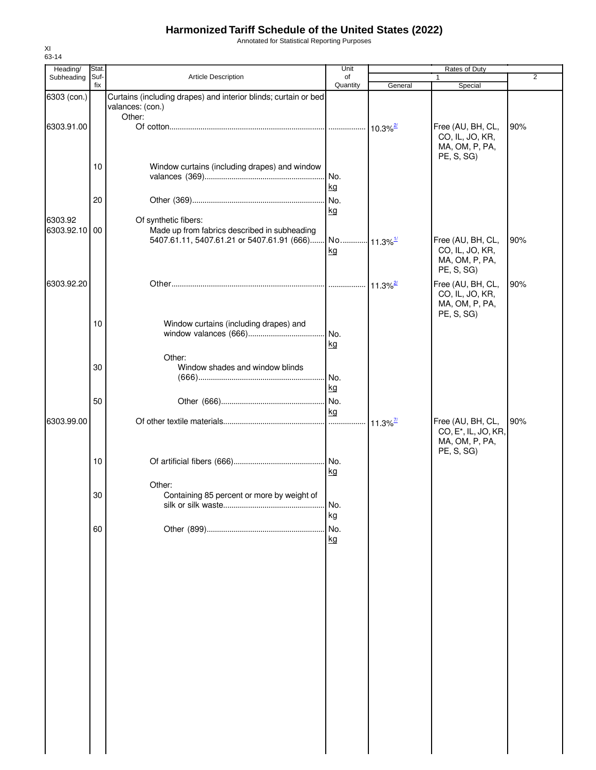# Harmonized Tariff Schedule of the United States (2022)

Annotated for Statistical Reporting Purposes

XI
63-14

| Heading/ Subheading | Stat. Suf- fix | Article Description | Unit of Quantity | Rates of Duty 1 General | Special | 2 |
|---|---|---|---|---|---|---|
| 6303 (con.) | | Curtains (including drapes) and interior blinds; curtain or bed valances: (con.) | | | | |
| | | Other: | | | | |
| 6303.91.00 | | Of cotton | | 10.3%[2/] | Free (AU, BH, CL, CO, IL, JO, KR, MA, OM, P, PA, PE, S, SG) | 90% |
| | 10 | Window curtains (including drapes) and window valances (369) | No. kg | | | |
| | 20 | Other (369) | No. kg | | | |
| 6303.92 | | Of synthetic fibers: | | | | |
| 6303.92.10 | 00 | Made up from fabrics described in subheading 5407.61.11, 5407.61.21 or 5407.61.91 (666) | No. kg | 11.3%[1/] | Free (AU, BH, CL, CO, IL, JO, KR, MA, OM, P, PA, PE, S, SG) | 90% |
| 6303.92.20 | | Other | | 11.3%[2/] | Free (AU, BH, CL, CO, IL, JO, KR, MA, OM, P, PA, PE, S, SG) | 90% |
| | 10 | Window curtains (including drapes) and window valances (666) | No. kg | | | |
| | | Other: | | | | |
| | 30 | Window shades and window blinds (666) | No. kg | | | |
| | 50 | Other (666) | No. kg | | | |
| 6303.99.00 | | Of other textile materials | | 11.3%[7/] | Free (AU, BH, CL, CO, E*, IL, JO, KR, MA, OM, P, PA, PE, S, SG) | 90% |
| | 10 | Of artificial fibers (666) | No. kg | | | |
| | | Other: | | | | |
| | 30 | Containing 85 percent or more by weight of silk or silk waste | No. kg | | | |
| | 60 | Other (899) | No. kg | | | |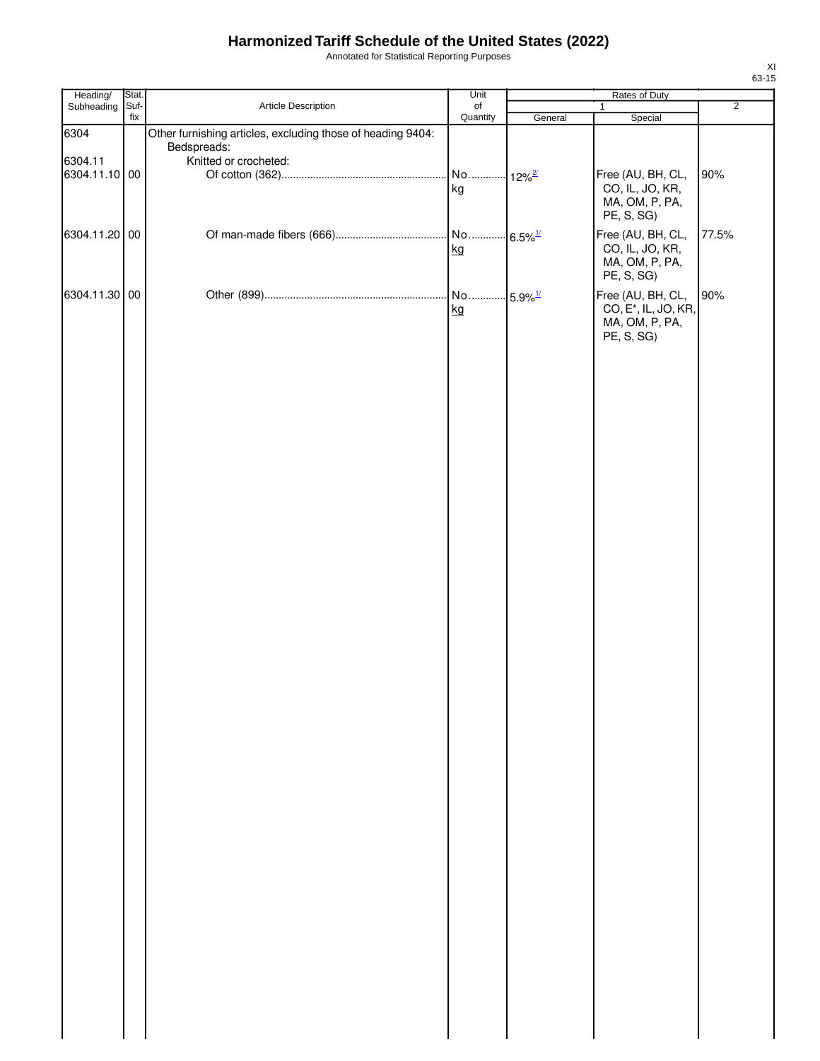# Harmonized Tariff Schedule of the United States (2022)

Annotated for Statistical Reporting Purposes

XI
63-15

| Heading/ Subheading | Stat. Suf- fix | Article Description | Unit of Quantity | Rates of Duty | | |
|---|---|---|---|---|---|---|
| | | | | 1 | | 2 |
| | | | | General | Special | |
| 6304 | | Other furnishing articles, excluding those of heading 9404: | | | | |
| | | Bedspreads: | | | | |
| 6304.11 | | Knitted or crocheted: | | | | |
| 6304.11.10 | 00 | Of cotton (362) | No. kg | 12%[2/] | Free (AU, BH, CL, CO, IL, JO, KR, MA, OM, P, PA, PE, S, SG) | 90% |
| 6304.11.20 | 00 | Of man-made fibers (666) | No. kg | 6.5%[1/] | Free (AU, BH, CL, CO, IL, JO, KR, MA, OM, P, PA, PE, S, SG) | 77.5% |
| 6304.11.30 | 00 | Other (899) | No. kg | 5.9%[1/] | Free (AU, BH, CL, CO, E*, IL, JO, KR, MA, OM, P, PA, PE, S, SG) | 90% |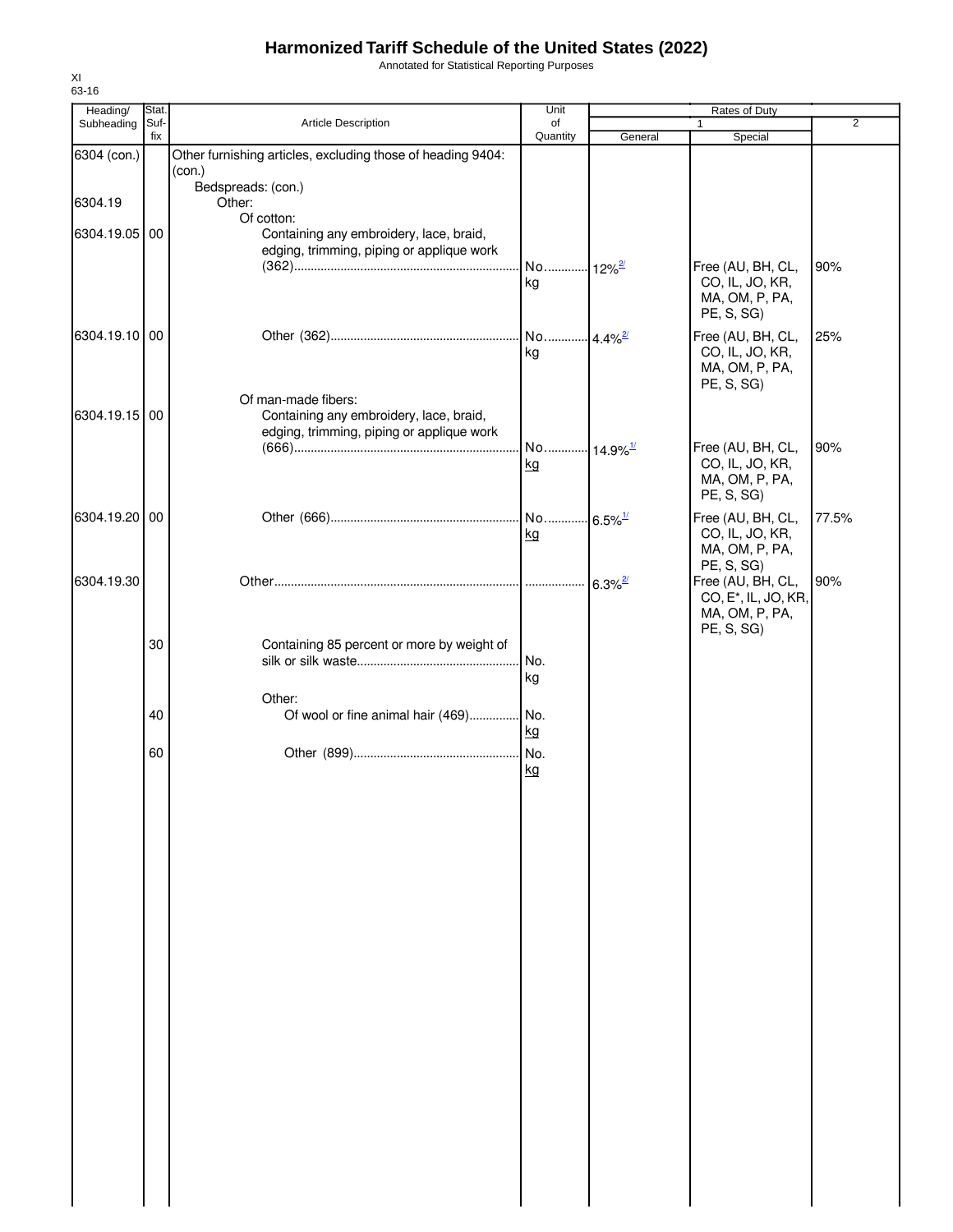# Harmonized Tariff Schedule of the United States (2022)

Annotated for Statistical Reporting Purposes

XI
63-16

| Heading/ Subheading | Stat. Suf- fix | Article Description | Unit of Quantity | Rates of Duty 1 General | Special | 2 |
|---|---|---|---|---|---|---|
| 6304 (con.) | | Other furnishing articles, excluding those of heading 9404: (con.) | | | | |
| | | Bedspreads: (con.) | | | | |
| 6304.19 | | Other: | | | | |
| | | Of cotton: | | | | |
| 6304.19.05 | 00 | Containing any embroidery, lace, braid, edging, trimming, piping or applique work (362) | No. kg | 12%[2/] | Free (AU, BH, CL, CO, IL, JO, KR, MA, OM, P, PA, PE, S, SG) | 90% |
| 6304.19.10 | 00 | Other (362) | No. kg | 4.4%[2/] | Free (AU, BH, CL, CO, IL, JO, KR, MA, OM, P, PA, PE, S, SG) | 25% |
| | | Of man-made fibers: | | | | |
| 6304.19.15 | 00 | Containing any embroidery, lace, braid, edging, trimming, piping or applique work (666) | No. kg | 14.9%[1/] | Free (AU, BH, CL, CO, IL, JO, KR, MA, OM, P, PA, PE, S, SG) | 90% |
| 6304.19.20 | 00 | Other (666) | No. kg | 6.5%[1/] | Free (AU, BH, CL, CO, IL, JO, KR, MA, OM, P, PA, PE, S, SG) | 77.5% |
| 6304.19.30 | | Other | | 6.3%[2/] | Free (AU, BH, CL, CO, E*, IL, JO, KR, MA, OM, P, PA, PE, S, SG) | 90% |
| | 30 | Containing 85 percent or more by weight of silk or silk waste | No. kg | | | |
| | | Other: | | | | |
| | 40 | Of wool or fine animal hair (469) | No. kg | | | |
| | 60 | Other (899) | No. kg | | | |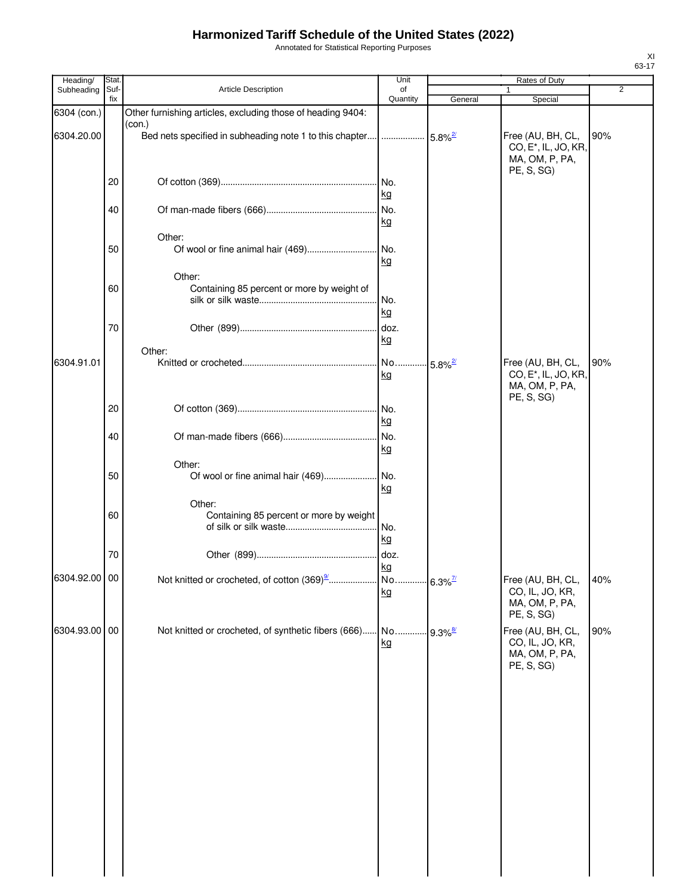# Harmonized Tariff Schedule of the United States (2022)

Annotated for Statistical Reporting Purposes

| Heading/ Subheading | Stat. Suf- fix | Article Description | Unit of Quantity | Rates of Duty | | |
|---|---|---|---|---|---|---|
| | | | | 1 | | 2 |
| | | | | General | Special | |
| 6304 (con.) | | Other furnishing articles, excluding those of heading 9404: (con.) | | | | |
| 6304.20.00 | | Bed nets specified in subheading note 1 to this chapter | | 5.8%[2/] | Free (AU, BH, CL, CO, E*, IL, JO, KR, MA, OM, P, PA, PE, S, SG) | 90% |
| | 20 | Of cotton (369) | No. kg | | | |
| | 40 | Of man-made fibers (666) | No. kg | | | |
| | | Other: | | | | |
| | 50 | Of wool or fine animal hair (469) | No. kg | | | |
| | | Other: | | | | |
| | 60 | Containing 85 percent or more by weight of silk or silk waste | No. kg | | | |
| | 70 | Other (899) | doz. kg | | | |
| | | Other: | | | | |
| 6304.91.01 | | Knitted or crocheted | No. kg | 5.8%[2/] | Free (AU, BH, CL, CO, E*, IL, JO, KR, MA, OM, P, PA, PE, S, SG) | 90% |
| | 20 | Of cotton (369) | No. kg | | | |
| | 40 | Of man-made fibers (666) | No. kg | | | |
| | | Other: | | | | |
| | 50 | Of wool or fine animal hair (469) | No. kg | | | |
| | | Other: | | | | |
| | 60 | Containing 85 percent or more by weight of silk or silk waste | No. kg | | | |
| | 70 | Other (899) | doz. kg | | | |
| 6304.92.00 | 00 | Not knitted or crocheted, of cotton (369)[9/] | No. kg | 6.3%[7/] | Free (AU, BH, CL, CO, IL, JO, KR, MA, OM, P, PA, PE, S, SG) | 40% |
| 6304.93.00 | 00 | Not knitted or crocheted, of synthetic fibers (666) | No. kg | 9.3%[8/] | Free (AU, BH, CL, CO, IL, JO, KR, MA, OM, P, PA, PE, S, SG) | 90% |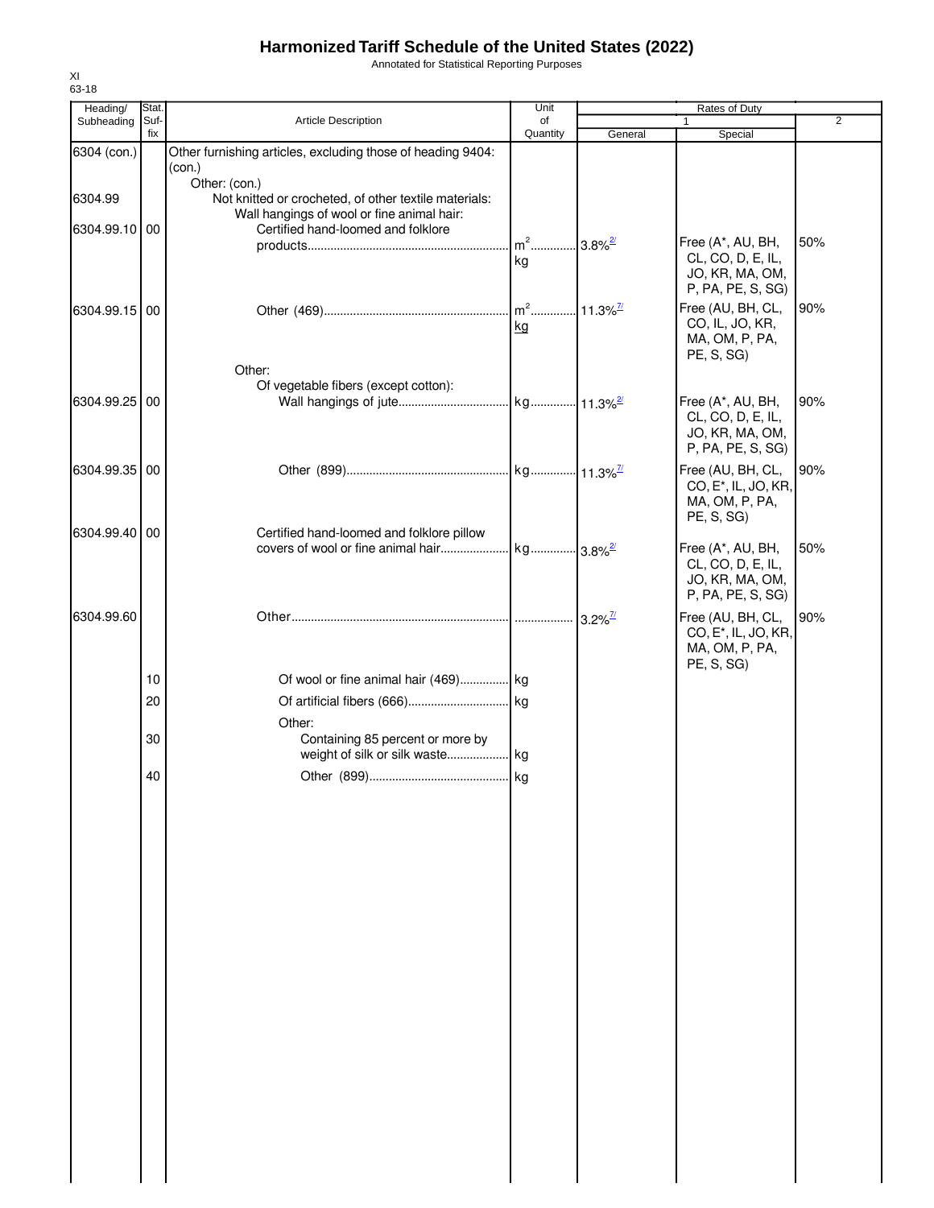# Harmonized Tariff Schedule of the United States (2022)

Annotated for Statistical Reporting Purposes

XI
63-18

| Heading/ Subheading | Stat. Suf- fix | Article Description | Unit of Quantity | Rates of Duty 1 General | Rates of Duty 1 Special | Rates of Duty 2 |
|---|---|---|---|---|---|---|
| 6304 (con.) | | Other furnishing articles, excluding those of heading 9404: (con.) | | | | |
| | | Other: (con.) | | | | |
| 6304.99 | | Not knitted or crocheted, of other textile materials: | | | | |
| | | Wall hangings of wool or fine animal hair: | | | | |
| 6304.99.10 | 00 | Certified hand-loomed and folklore products | $m^2$ kg | 3.8%[2/] | Free (A*, AU, BH, CL, CO, D, E, IL, JO, KR, MA, OM, P, PA, PE, S, SG) | 50% |
| 6304.99.15 | 00 | Other (469) | $m^2$ kg | 11.3%[7/] | Free (AU, BH, CL, CO, IL, JO, KR, MA, OM, P, PA, PE, S, SG) | 90% |
| | | Other: | | | | |
| | | Of vegetable fibers (except cotton): | | | | |
| 6304.99.25 | 00 | Wall hangings of jute | kg | 11.3%[2/] | Free (A*, AU, BH, CL, CO, D, E, IL, JO, KR, MA, OM, P, PA, PE, S, SG) | 90% |
| 6304.99.35 | 00 | Other (899) | kg | 11.3%[7/] | Free (AU, BH, CL, CO, E*, IL, JO, KR, MA, OM, P, PA, PE, S, SG) | 90% |
| 6304.99.40 | 00 | Certified hand-loomed and folklore pillow covers of wool or fine animal hair | kg | 3.8%[2/] | Free (A*, AU, BH, CL, CO, D, E, IL, JO, KR, MA, OM, P, PA, PE, S, SG) | 50% |
| 6304.99.60 | | Other | | 3.2%[7/] | Free (AU, BH, CL, CO, E*, IL, JO, KR, MA, OM, P, PA, PE, S, SG) | 90% |
| | 10 | Of wool or fine animal hair (469) | kg | | | |
| | 20 | Of artificial fibers (666) | kg | | | |
| | | Other: | | | | |
| | 30 | Containing 85 percent or more by weight of silk or silk waste | kg | | | |
| | 40 | Other (899) | kg | | | |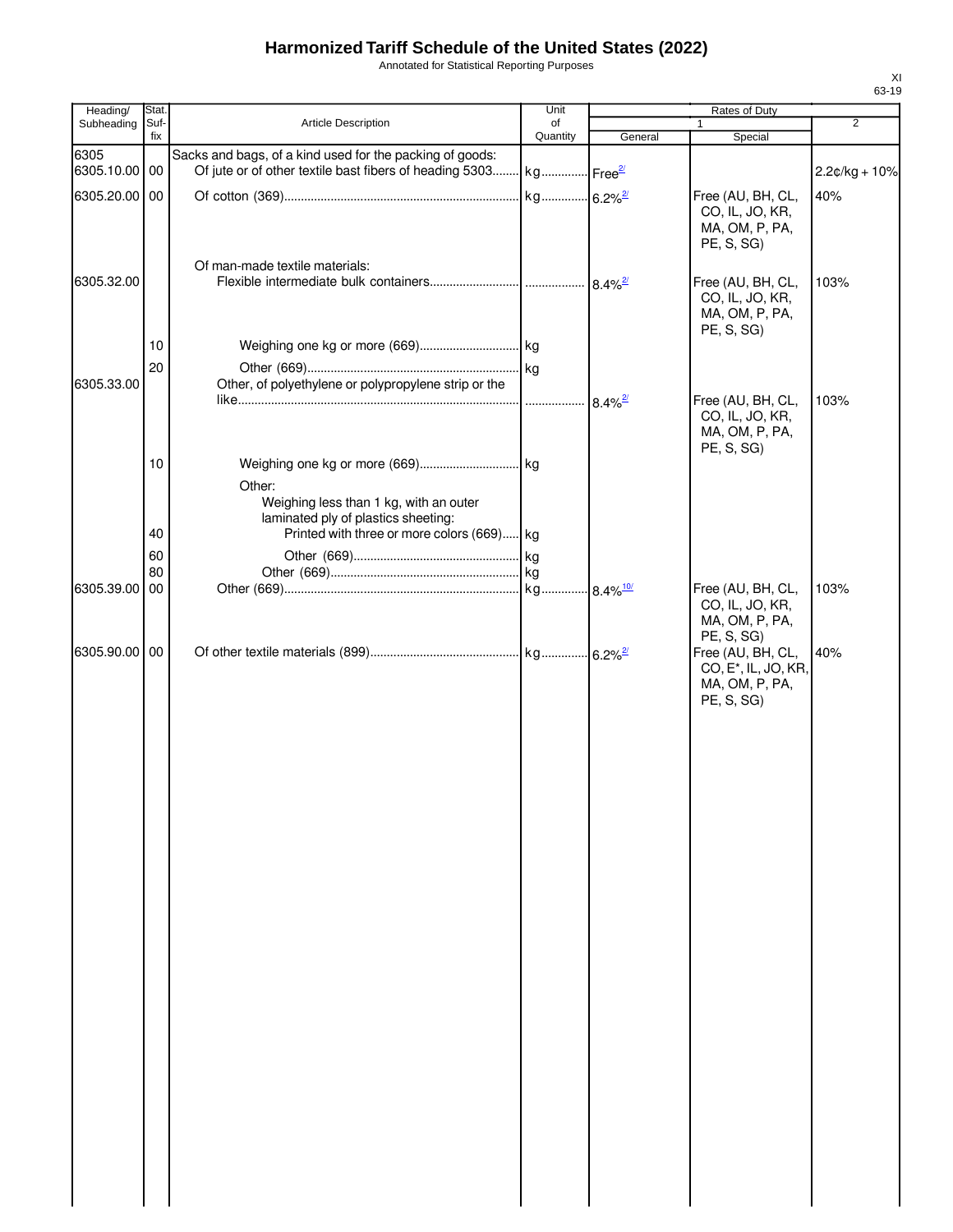# Harmonized Tariff Schedule of the United States (2022)

Annotated for Statistical Reporting Purposes

XI
63-19

| Heading/ Subheading | Stat. Suf- fix | Article Description | Unit of Quantity | Rates of Duty 1 General | Special | 2 |
|---|---|---|---|---|---|---|
| 6305 | | Sacks and bags, of a kind used for the packing of goods: | | | | |
| 6305.10.00 | 00 | Of jute or of other textile bast fibers of heading 5303 | kg | Free[2/] | | 2.2¢/kg + 10% |
| 6305.20.00 | 00 | Of cotton (369) | kg | 6.2%[2/] | Free (AU, BH, CL, CO, IL, JO, KR, MA, OM, P, PA, PE, S, SG) | 40% |
| | | Of man-made textile materials: | | | | |
| 6305.32.00 | | Flexible intermediate bulk containers | | 8.4%[2/] | Free (AU, BH, CL, CO, IL, JO, KR, MA, OM, P, PA, PE, S, SG) | 103% |
| | 10 | Weighing one kg or more (669) | kg | | | |
| | 20 | Other (669) | kg | | | |
| 6305.33.00 | | Other, of polyethylene or polypropylene strip or the like | | 8.4%[2/] | Free (AU, BH, CL, CO, IL, JO, KR, MA, OM, P, PA, PE, S, SG) | 103% |
| | 10 | Weighing one kg or more (669) | kg | | | |
| | | Other: | | | | |
| | | Weighing less than 1 kg, with an outer laminated ply of plastics sheeting: | | | | |
| | 40 | Printed with three or more colors (669) | kg | | | |
| | 60 | Other (669) | kg | | | |
| | 80 | Other (669) | kg | | | |
| 6305.39.00 | 00 | Other (669) | kg | 8.4%[10/] | Free (AU, BH, CL, CO, IL, JO, KR, MA, OM, P, PA, PE, S, SG) | 103% |
| 6305.90.00 | 00 | Of other textile materials (899) | kg | 6.2%[2/] | Free (AU, BH, CL, CO, E*, IL, JO, KR, MA, OM, P, PA, PE, S, SG) | 40% |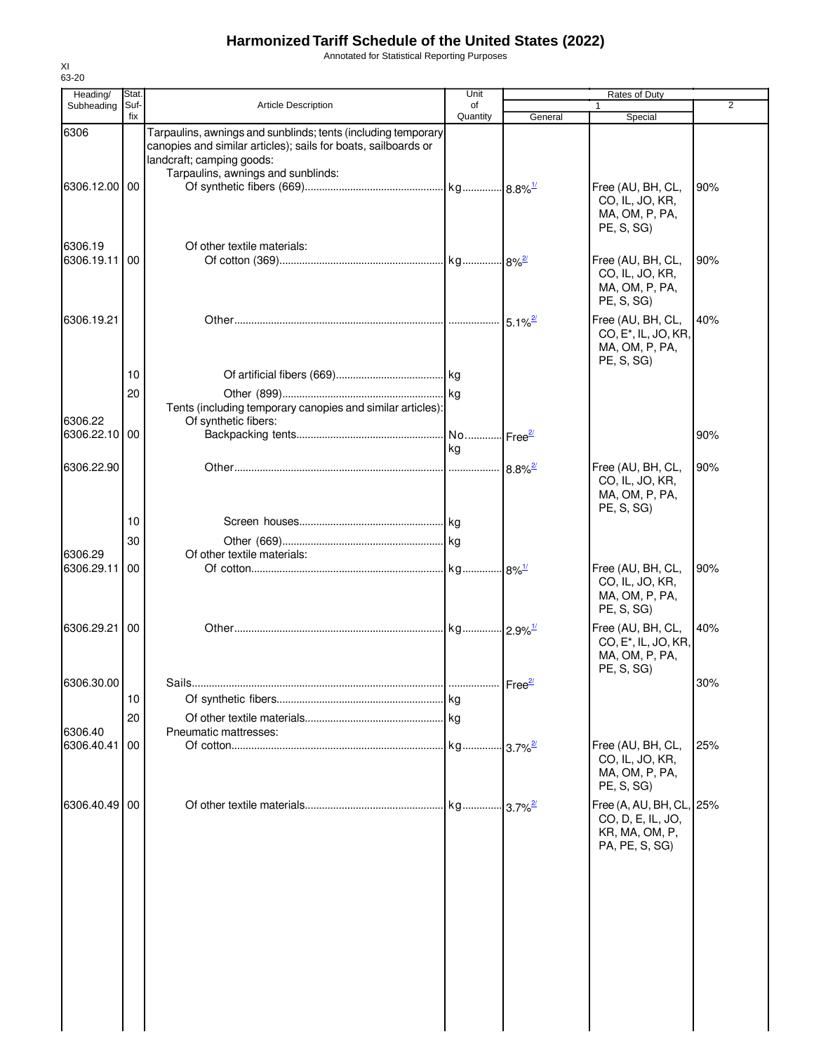# Harmonized Tariff Schedule of the United States (2022)

Annotated for Statistical Reporting Purposes

XI
63-20

| Heading/ Subheading | Stat. Suf- fix | Article Description | Unit of Quantity | Rates of Duty 1 General | Special | 2 |
|---|---|---|---|---|---|---|
| 6306 | | Tarpaulins, awnings and sunblinds; tents (including temporary canopies and similar articles); sails for boats, sailboards or landcraft; camping goods: | | | | |
| | | Tarpaulins, awnings and sunblinds: | | | | |
| 6306.12.00 | 00 | Of synthetic fibers (669) | kg | 8.8%[1/] | Free (AU, BH, CL, CO, IL, JO, KR, MA, OM, P, PA, PE, S, SG) | 90% |
| 6306.19 | | Of other textile materials: | | | | |
| 6306.19.11 | 00 | Of cotton (369) | kg | 8%[2/] | Free (AU, BH, CL, CO, IL, JO, KR, MA, OM, P, PA, PE, S, SG) | 90% |
| 6306.19.21 | | Other | | 5.1%[2/] | Free (AU, BH, CL, CO, E*, IL, JO, KR, MA, OM, P, PA, PE, S, SG) | 40% |
| | 10 | Of artificial fibers (669) | kg | | | |
| | 20 | Other (899) | kg | | | |
| | | Tents (including temporary canopies and similar articles): | | | | |
| 6306.22 | | Of synthetic fibers: | | | | |
| 6306.22.10 | 00 | Backpacking tents | No. kg | Free[2/] | | 90% |
| 6306.22.90 | | Other | | 8.8%[2/] | Free (AU, BH, CL, CO, IL, JO, KR, MA, OM, P, PA, PE, S, SG) | 90% |
| | 10 | Screen houses | kg | | | |
| | 30 | Other (669) | kg | | | |
| 6306.29 | | Of other textile materials: | | | | |
| 6306.29.11 | 00 | Of cotton | kg | 8%[1/] | Free (AU, BH, CL, CO, IL, JO, KR, MA, OM, P, PA, PE, S, SG) | 90% |
| 6306.29.21 | 00 | Other | kg | 2.9%[1/] | Free (AU, BH, CL, CO, E*, IL, JO, KR, MA, OM, P, PA, PE, S, SG) | 40% |
| 6306.30.00 | | Sails | | Free[2/] | | 30% |
| | 10 | Of synthetic fibers | kg | | | |
| | 20 | Of other textile materials | kg | | | |
| 6306.40 | | Pneumatic mattresses: | | | | |
| 6306.40.41 | 00 | Of cotton | kg | 3.7%[2/] | Free (AU, BH, CL, CO, IL, JO, KR, MA, OM, P, PA, PE, S, SG) | 25% |
| 6306.40.49 | 00 | Of other textile materials | kg | 3.7%[2/] | Free (A, AU, BH, CL, CO, D, E, IL, JO, KR, MA, OM, P, PA, PE, S, SG) | 25% |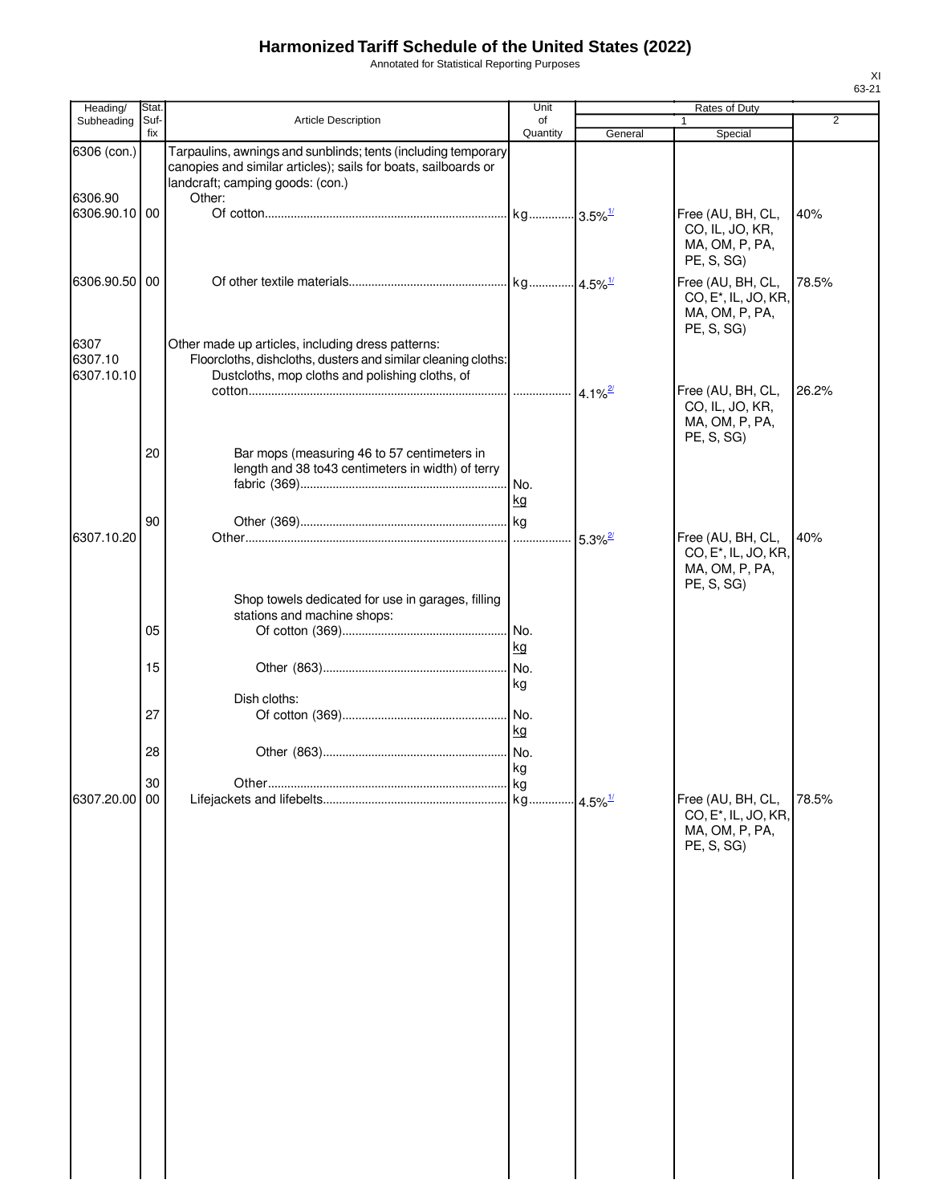# Harmonized Tariff Schedule of the United States (2022)

Annotated for Statistical Reporting Purposes

XI
63-21

| Heading/ Subheading | Stat. Suf-fix | Article Description | Unit of Quantity | Rates of Duty 1 General | Special | 2 |
|---|---|---|---|---|---|---|
| 6306 (con.) | | Tarpaulins, awnings and sunblinds; tents (including temporary canopies and similar articles); sails for boats, sailboards or landcraft; camping goods: (con.) | | | | |
| 6306.90 | | Other: | | | | |
| 6306.90.10 | 00 | Of cotton | kg | 3.5%[1/] | Free (AU, BH, CL, CO, IL, JO, KR, MA, OM, P, PA, PE, S, SG) | 40% |
| 6306.90.50 | 00 | Of other textile materials | kg | 4.5%[1/] | Free (AU, BH, CL, CO, E*, IL, JO, KR, MA, OM, P, PA, PE, S, SG) | 78.5% |
| 6307 | | Other made up articles, including dress patterns: | | | | |
| 6307.10 | | Floorcloths, dishcloths, dusters and similar cleaning cloths: | | | | |
| 6307.10.10 | | Dustcloths, mop cloths and polishing cloths, of cotton | | 4.1%[2/] | Free (AU, BH, CL, CO, IL, JO, KR, MA, OM, P, PA, PE, S, SG) | 26.2% |
| | 20 | Bar mops (measuring 46 to 57 centimeters in length and 38 to43 centimeters in width) of terry fabric (369) | No. kg | | | |
| | 90 | Other (369) | kg | | | |
| 6307.10.20 | | Other | | 5.3%[2/] | Free (AU, BH, CL, CO, E*, IL, JO, KR, MA, OM, P, PA, PE, S, SG) | 40% |
| | | Shop towels dedicated for use in garages, filling stations and machine shops: | | | | |
| | 05 | Of cotton (369) | No. kg | | | |
| | 15 | Other (863) | No. kg | | | |
| | | Dish cloths: | | | | |
| | 27 | Of cotton (369) | No. kg | | | |
| | 28 | Other (863) | No. kg | | | |
| | 30 | Other | kg | | | |
| 6307.20.00 | 00 | Lifejackets and lifebelts | kg | 4.5%[1/] | Free (AU, BH, CL, CO, E*, IL, JO, KR, MA, OM, P, PA, PE, S, SG) | 78.5% |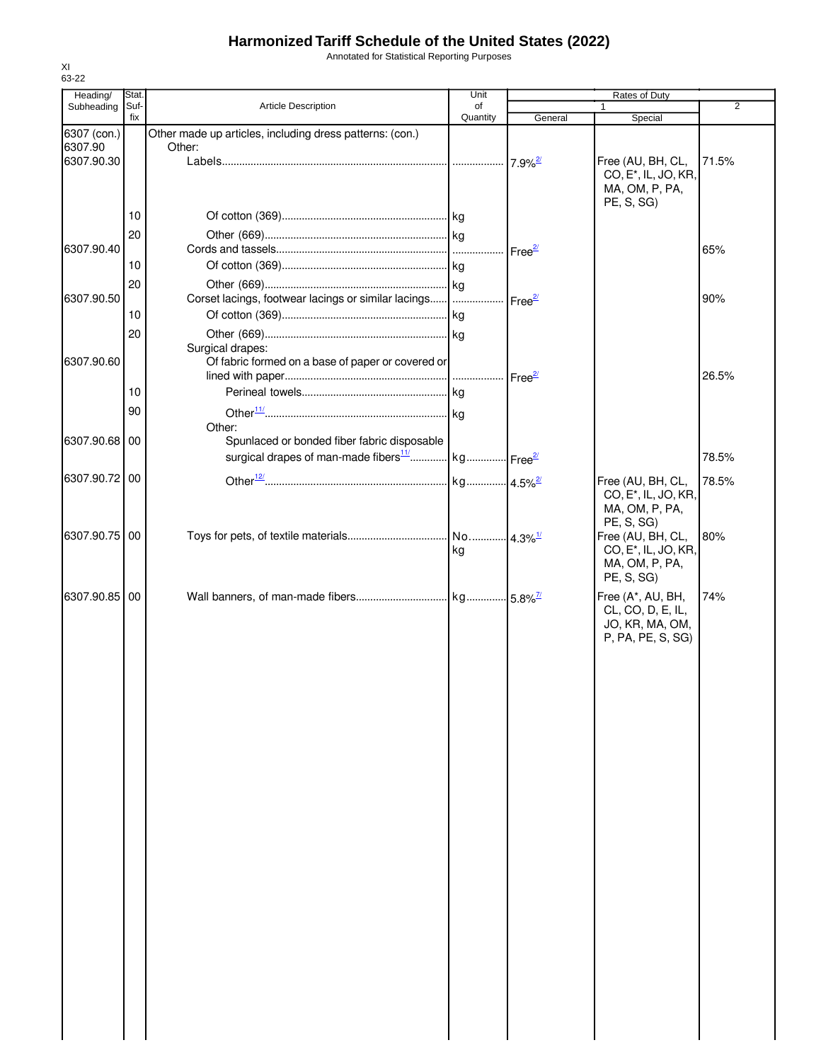# Harmonized Tariff Schedule of the United States (2022)

Annotated for Statistical Reporting Purposes

XI
63-22

| Heading/ Subheading | Stat. Suf- fix | Article Description | Unit of Quantity | Rates of Duty 1 General | Special | 2 |
|---|---|---|---|---|---|---|
| 6307 (con.) | | Other made up articles, including dress patterns: (con.) | | | | |
| 6307.90 | | Other: | | | | |
| 6307.90.30 | | Labels | | 7.9%[2/] | Free (AU, BH, CL, CO, E*, IL, JO, KR, MA, OM, P, PA, PE, S, SG) | 71.5% |
| | 10 | Of cotton (369) | kg | | | |
| | 20 | Other (669) | kg | | | |
| 6307.90.40 | | Cords and tassels | | Free[2/] | | 65% |
| | 10 | Of cotton (369) | kg | | | |
| | 20 | Other (669) | kg | | | |
| 6307.90.50 | | Corset lacings, footwear lacings or similar lacings | | Free[2/] | | 90% |
| | 10 | Of cotton (369) | kg | | | |
| | 20 | Other (669) | kg | | | |
| | | Surgical drapes: | | | | |
| 6307.90.60 | | Of fabric formed on a base of paper or covered or lined with paper | | Free[2/] | | 26.5% |
| | 10 | Perineal towels | kg | | | |
| | 90 | Other[11/] | kg | | | |
| | | Other: | | | | |
| 6307.90.68 | 00 | Spunlaced or bonded fiber fabric disposable surgical drapes of man-made fibers[11/] | kg | Free[2/] | | 78.5% |
| 6307.90.72 | 00 | Other[12/] | kg | 4.5%[2/] | Free (AU, BH, CL, CO, E*, IL, JO, KR, MA, OM, P, PA, PE, S, SG) | 78.5% |
| 6307.90.75 | 00 | Toys for pets, of textile materials | No. kg | 4.3%[1/] | Free (AU, BH, CL, CO, E*, IL, JO, KR, MA, OM, P, PA, PE, S, SG) | 80% |
| 6307.90.85 | 00 | Wall banners, of man-made fibers | kg | 5.8%[7/] | Free (A*, AU, BH, CL, CO, D, E, IL, JO, KR, MA, OM, P, PA, PE, S, SG) | 74% |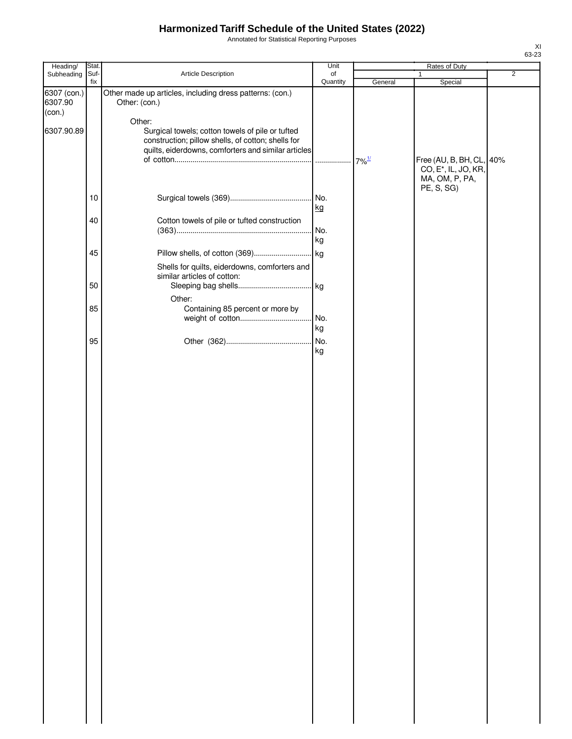# Harmonized Tariff Schedule of the United States (2022)

Annotated for Statistical Reporting Purposes

XI
63-23

| Heading/ Subheading | Stat. Suf- fix | Article Description | Unit of Quantity | Rates of Duty | | |
|---|---|---|---|---|---|---|
| | | | | 1 | | 2 |
| | | | | General | Special | |
| 6307 (con.) 6307.90 (con.) | | Other made up articles, including dress patterns: (con.) Other: (con.) | | | | |
| | | Other: | | | | |
| 6307.90.89 | | Surgical towels; cotton towels of pile or tufted construction; pillow shells, of cotton; shells for quilts, eiderdowns, comforters and similar articles of cotton | | 7%[1/] | Free (AU, B, BH, CL, CO, E*, IL, JO, KR, MA, OM, P, PA, PE, S, SG) | 40% |
| | 10 | Surgical towels (369) | No. kg | | | |
| | 40 | Cotton towels of pile or tufted construction (363) | No. kg | | | |
| | 45 | Pillow shells, of cotton (369) | kg | | | |
| | | Shells for quilts, eiderdowns, comforters and similar articles of cotton: | | | | |
| | 50 | Sleeping bag shells | kg | | | |
| | | Other: | | | | |
| | 85 | Containing 85 percent or more by weight of cotton | No. kg | | | |
| | 95 | Other (362) | No. kg | | | |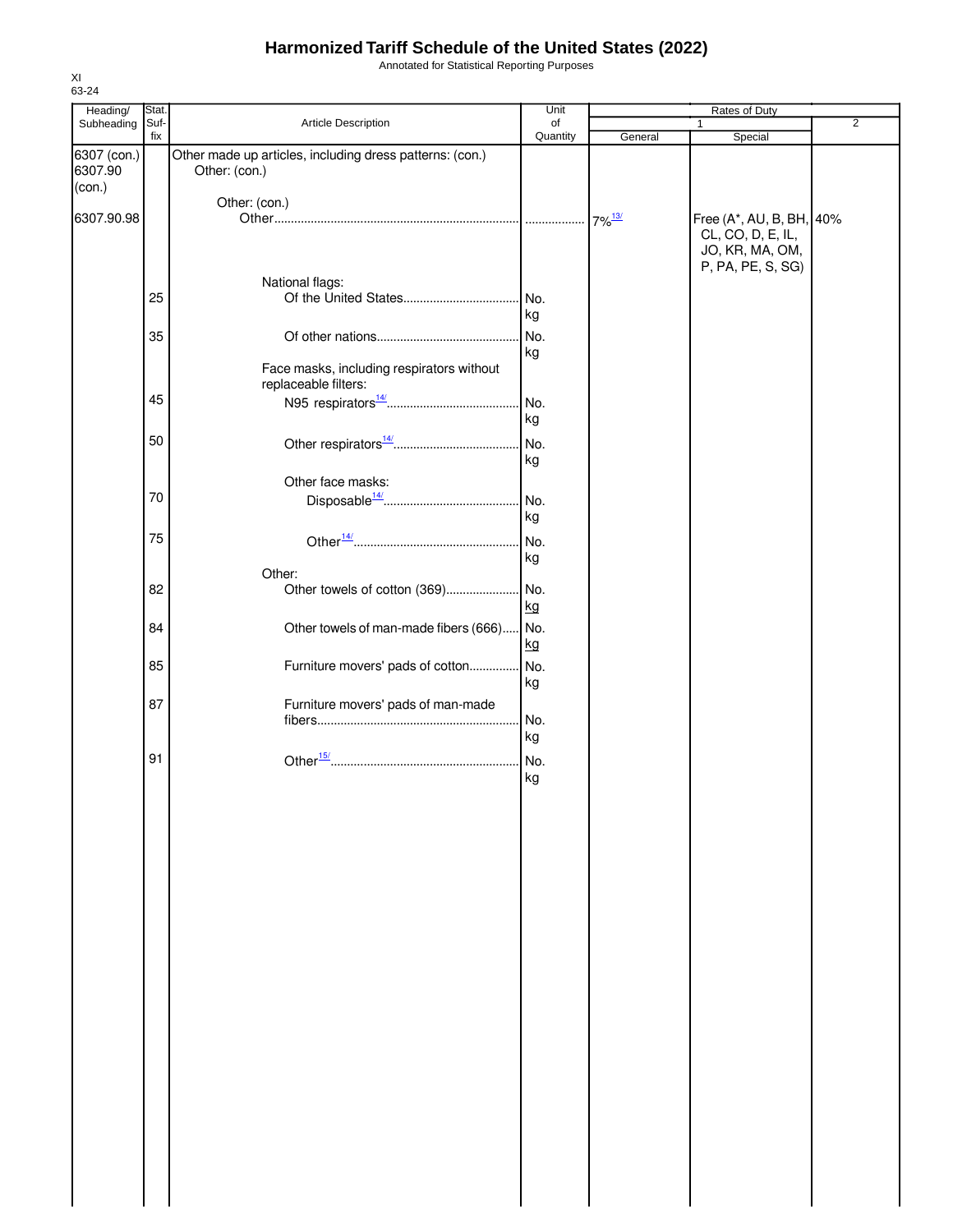# Harmonized Tariff Schedule of the United States (2022)

Annotated for Statistical Reporting Purposes

XI
63-24

| Heading/ Subheading | Stat. Suf- fix | Article Description | Unit of Quantity | Rates of Duty 1 General | Special | 2 |
|---|---|---|---|---|---|---|
| 6307 (con.) | | Other made up articles, including dress patterns: (con.) | | | | |
| 6307.90 (con.) | | Other: (con.) | | | | |
| | | Other: (con.) | | | | |
| 6307.90.98 | | Other | | 7%[13/] | Free (A*, AU, B, BH, CL, CO, D, E, IL, JO, KR, MA, OM, P, PA, PE, S, SG) | 40% |
| | | National flags: | | | | |
| | 25 | Of the United States | No. kg | | | |
| | 35 | Of other nations | No. kg | | | |
| | | Face masks, including respirators without replaceable filters: | | | | |
| | 45 | N95 respirators[14/] | No. kg | | | |
| | 50 | Other respirators[14/] | No. kg | | | |
| | | Other face masks: | | | | |
| | 70 | Disposable[14/] | No. kg | | | |
| | 75 | Other[14/] | No. kg | | | |
| | | Other: | | | | |
| | 82 | Other towels of cotton (369) | No. kg | | | |
| | 84 | Other towels of man-made fibers (666) | No. kg | | | |
| | 85 | Furniture movers' pads of cotton | No. kg | | | |
| | 87 | Furniture movers' pads of man-made fibers | No. kg | | | |
| | 91 | Other[15/] | No. kg | | | |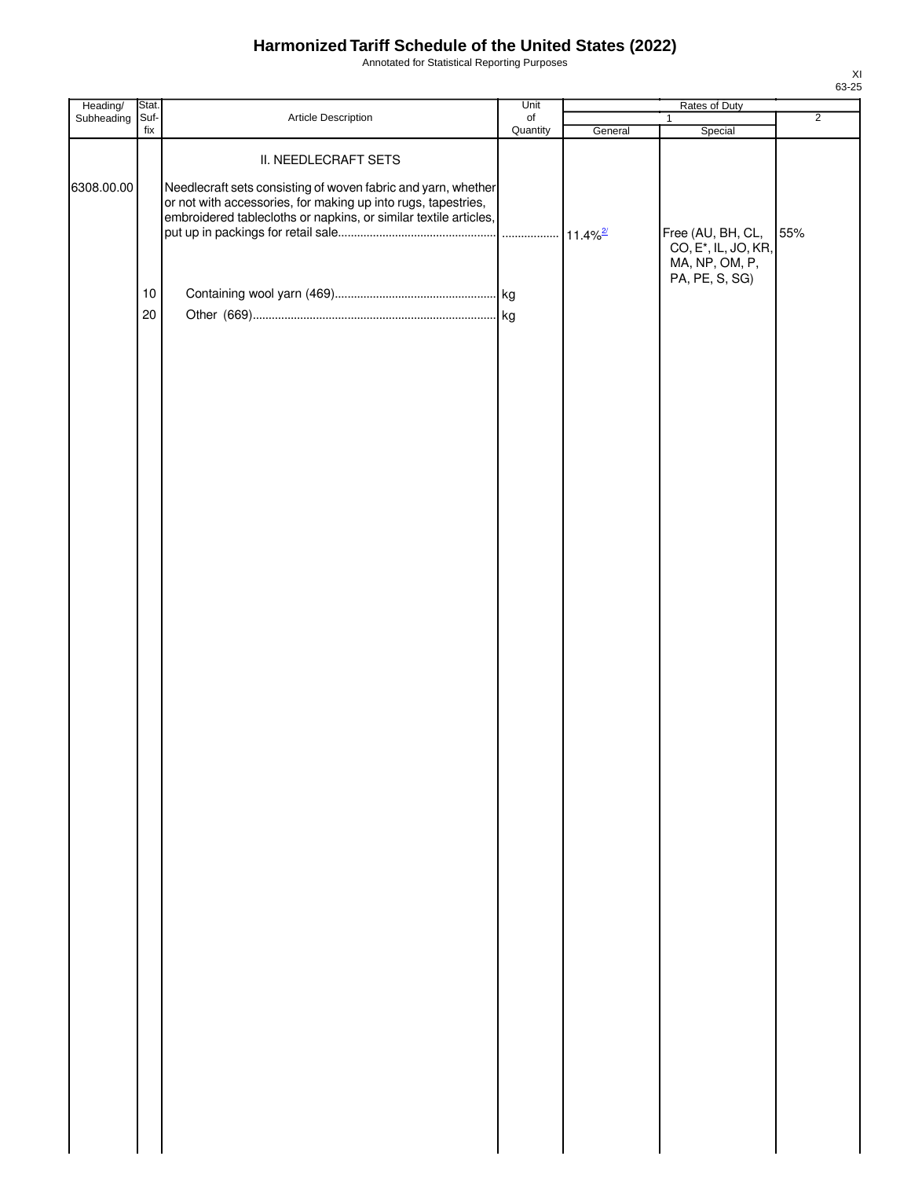# Harmonized Tariff Schedule of the United States (2022)

Annotated for Statistical Reporting Purposes

| Heading/ Subheading | Stat. Suf- fix | Article Description | Unit of Quantity | Rates of Duty | | |
|---|---|---|---|---|---|---|
| | | | | 1 | | 2 |
| | | | | General | Special | |
| | | II. NEEDLECRAFT SETS | | | | |
| 6308.00.00 | | Needlecraft sets consisting of woven fabric and yarn, whether or not with accessories, for making up into rugs, tapestries, embroidered tablecloths or napkins, or similar textile articles, put up in packings for retail sale | | 11.4%[2/] | Free (AU, BH, CL, CO, E*, IL, JO, KR, MA, NP, OM, P, PA, PE, S, SG) | 55% |
| | 10 | Containing wool yarn (469) | kg | | | |
| | 20 | Other (669) | kg | | | |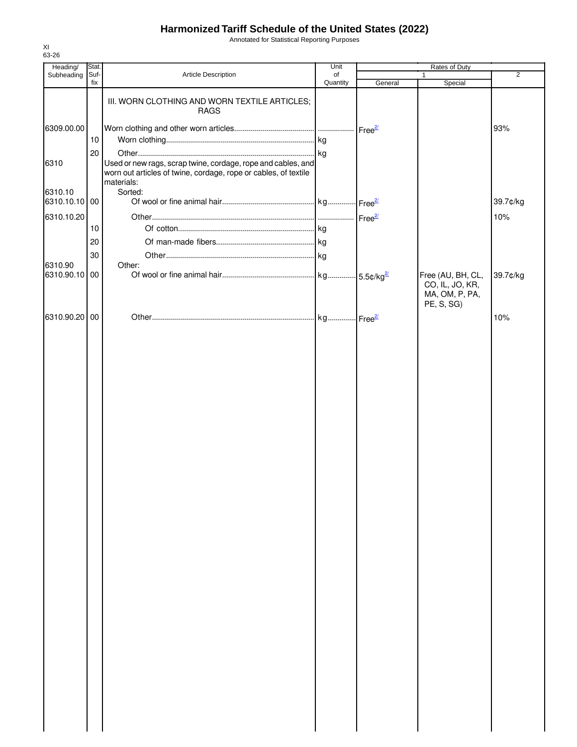# Harmonized Tariff Schedule of the United States (2022)

Annotated for Statistical Reporting Purposes

XI
63-26

| Heading/ Subheading | Stat. Suf- fix | Article Description | Unit of Quantity | Rates of Duty 1 General | Special | 2 |
|---|---|---|---|---|---|---|
| | | III. WORN CLOTHING AND WORN TEXTILE ARTICLES; RAGS | | | | |
| 6309.00.00 | | Worn clothing and other worn articles | | Free[2/] | | 93% |
| | 10 | Worn clothing | kg | | | |
| | 20 | Other | kg | | | |
| 6310 | | Used or new rags, scrap twine, cordage, rope and cables, and worn out articles of twine, cordage, rope or cables, of textile materials: | | | | |
| 6310.10 | | Sorted: | | | | |
| 6310.10.10 | 00 | Of wool or fine animal hair | kg | Free[2/] | | 39.7¢/kg |
| 6310.10.20 | | Other | | Free[2/] | | 10% |
| | 10 | Of cotton | kg | | | |
| | 20 | Of man-made fibers | kg | | | |
| | 30 | Other | kg | | | |
| 6310.90 | | Other: | | | | |
| 6310.90.10 | 00 | Of wool or fine animal hair | kg | 5.5¢/kg[2/] | Free (AU, BH, CL, CO, IL, JO, KR, MA, OM, P, PA, PE, S, SG) | 39.7¢/kg |
| 6310.90.20 | 00 | Other | kg | Free[2/] | | 10% |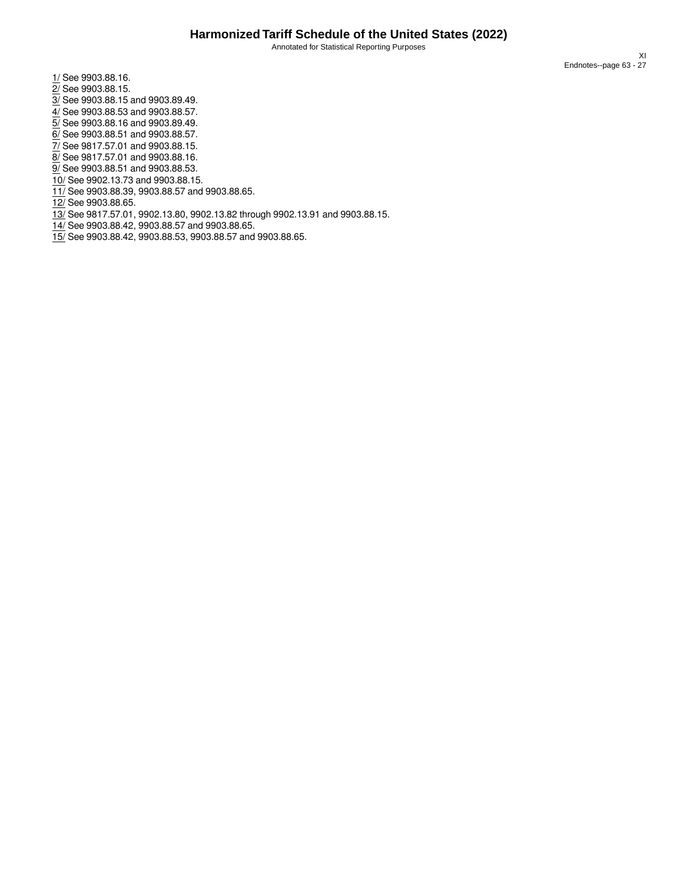1/ See 9903.88.16.
2/ See 9903.88.15.
3/ See 9903.88.15 and 9903.89.49.
4/ See 9903.88.53 and 9903.88.57.
5/ See 9903.88.16 and 9903.89.49.
6/ See 9903.88.51 and 9903.88.57.
7/ See 9817.57.01 and 9903.88.15.
8/ See 9817.57.01 and 9903.88.16.
9/ See 9903.88.51 and 9903.88.53.
10/ See 9902.13.73 and 9903.88.15.
11/ See 9903.88.39, 9903.88.57 and 9903.88.65.
12/ See 9903.88.65.
13/ See 9817.57.01, 9902.13.80, 9902.13.82 through 9902.13.91 and 9903.88.15.
14/ See 9903.88.42, 9903.88.57 and 9903.88.65.
15/ See 9903.88.42, 9903.88.53, 9903.88.57 and 9903.88.65.